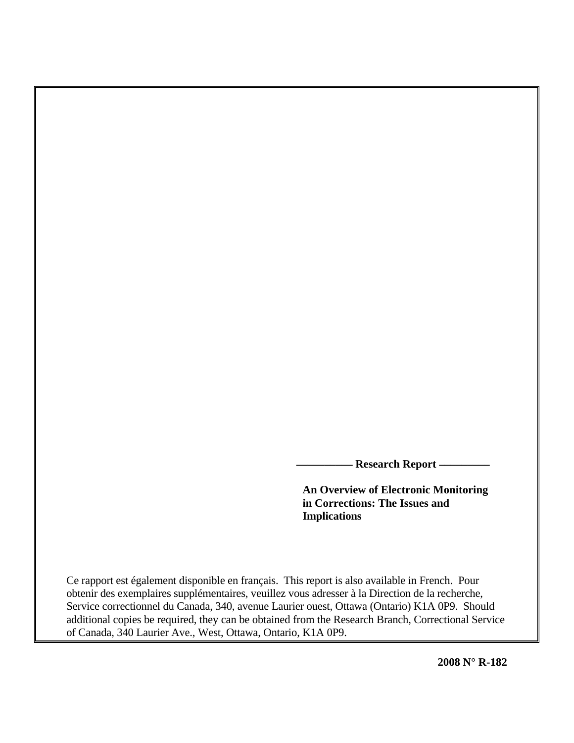**—————— Research Report —————**

**An Overview of Electronic Monitoring in Corrections: The Issues and Implications**

Ce rapport est également disponible en français. This report is also available in French. Pour obtenir des exemplaires supplémentaires, veuillez vous adresser à la Direction de la recherche, Service correctionnel du Canada, 340, avenue Laurier ouest, Ottawa (Ontario) K1A 0P9. Should additional copies be required, they can be obtained from the Research Branch, Correctional Service of Canada, 340 Laurier Ave., West, Ottawa, Ontario, K1A 0P9.

**2008 N° R-182**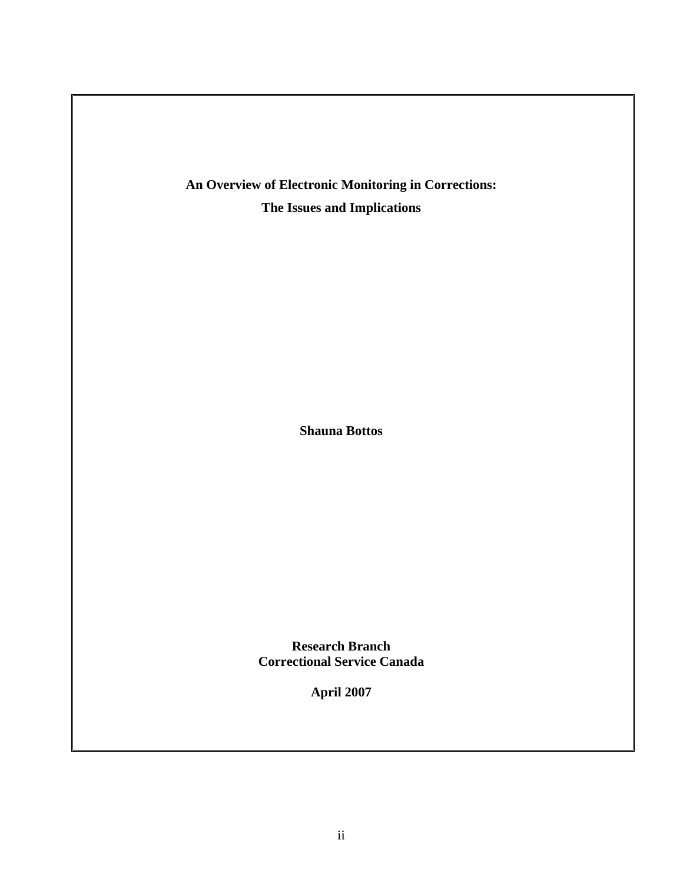**An Overview of Electronic Monitoring in Corrections:**

**The Issues and Implications**

**Shauna Bottos**

**Research Branch**
**Correctional Service Canada**

**April 2007**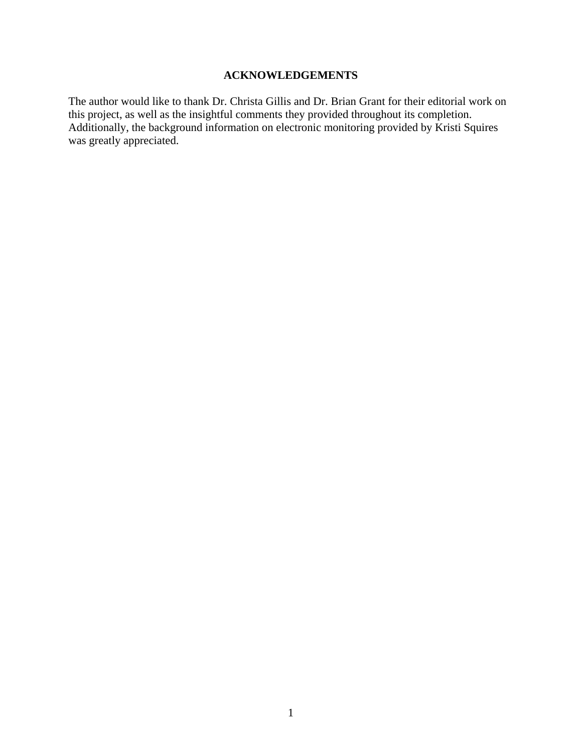## ACKNOWLEDGEMENTS

The author would like to thank Dr. Christa Gillis and Dr. Brian Grant for their editorial work on this project, as well as the insightful comments they provided throughout its completion. Additionally, the background information on electronic monitoring provided by Kristi Squires was greatly appreciated.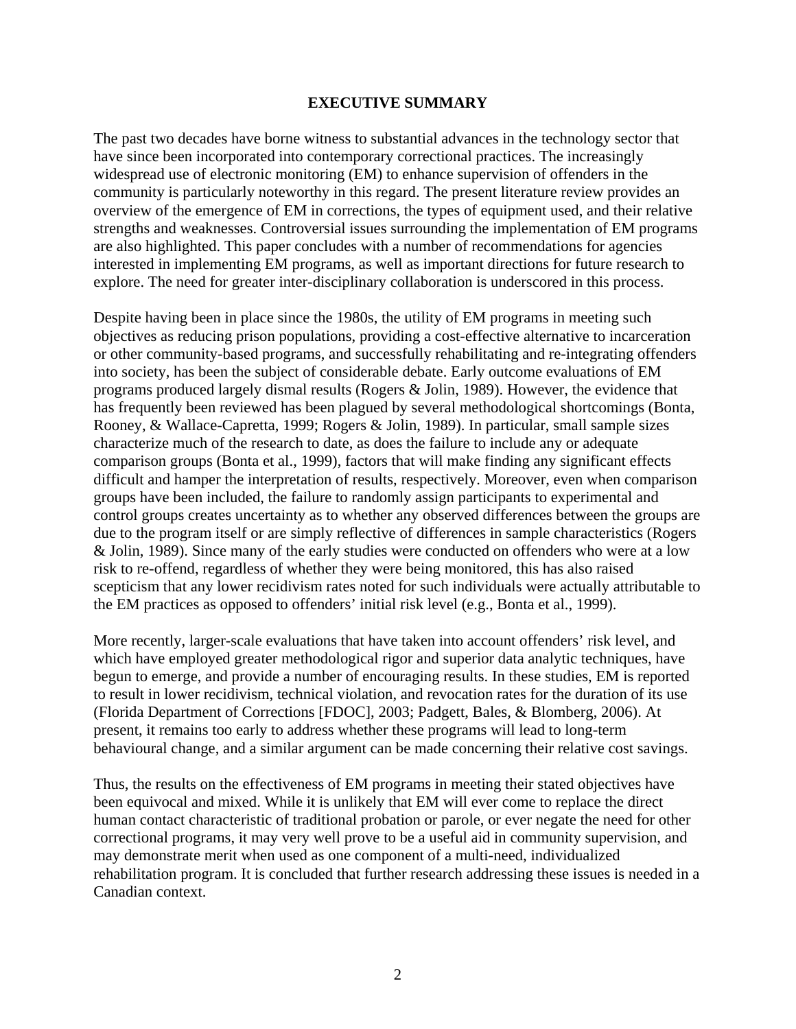# EXECUTIVE SUMMARY

The past two decades have borne witness to substantial advances in the technology sector that have since been incorporated into contemporary correctional practices. The increasingly widespread use of electronic monitoring (EM) to enhance supervision of offenders in the community is particularly noteworthy in this regard. The present literature review provides an overview of the emergence of EM in corrections, the types of equipment used, and their relative strengths and weaknesses. Controversial issues surrounding the implementation of EM programs are also highlighted. This paper concludes with a number of recommendations for agencies interested in implementing EM programs, as well as important directions for future research to explore. The need for greater inter-disciplinary collaboration is underscored in this process.

Despite having been in place since the 1980s, the utility of EM programs in meeting such objectives as reducing prison populations, providing a cost-effective alternative to incarceration or other community-based programs, and successfully rehabilitating and re-integrating offenders into society, has been the subject of considerable debate. Early outcome evaluations of EM programs produced largely dismal results (Rogers & Jolin, 1989). However, the evidence that has frequently been reviewed has been plagued by several methodological shortcomings (Bonta, Rooney, & Wallace-Capretta, 1999; Rogers & Jolin, 1989). In particular, small sample sizes characterize much of the research to date, as does the failure to include any or adequate comparison groups (Bonta et al., 1999), factors that will make finding any significant effects difficult and hamper the interpretation of results, respectively. Moreover, even when comparison groups have been included, the failure to randomly assign participants to experimental and control groups creates uncertainty as to whether any observed differences between the groups are due to the program itself or are simply reflective of differences in sample characteristics (Rogers & Jolin, 1989). Since many of the early studies were conducted on offenders who were at a low risk to re-offend, regardless of whether they were being monitored, this has also raised scepticism that any lower recidivism rates noted for such individuals were actually attributable to the EM practices as opposed to offenders' initial risk level (e.g., Bonta et al., 1999).

More recently, larger-scale evaluations that have taken into account offenders' risk level, and which have employed greater methodological rigor and superior data analytic techniques, have begun to emerge, and provide a number of encouraging results. In these studies, EM is reported to result in lower recidivism, technical violation, and revocation rates for the duration of its use (Florida Department of Corrections [FDOC], 2003; Padgett, Bales, & Blomberg, 2006). At present, it remains too early to address whether these programs will lead to long-term behavioural change, and a similar argument can be made concerning their relative cost savings.

Thus, the results on the effectiveness of EM programs in meeting their stated objectives have been equivocal and mixed. While it is unlikely that EM will ever come to replace the direct human contact characteristic of traditional probation or parole, or ever negate the need for other correctional programs, it may very well prove to be a useful aid in community supervision, and may demonstrate merit when used as one component of a multi-need, individualized rehabilitation program. It is concluded that further research addressing these issues is needed in a Canadian context.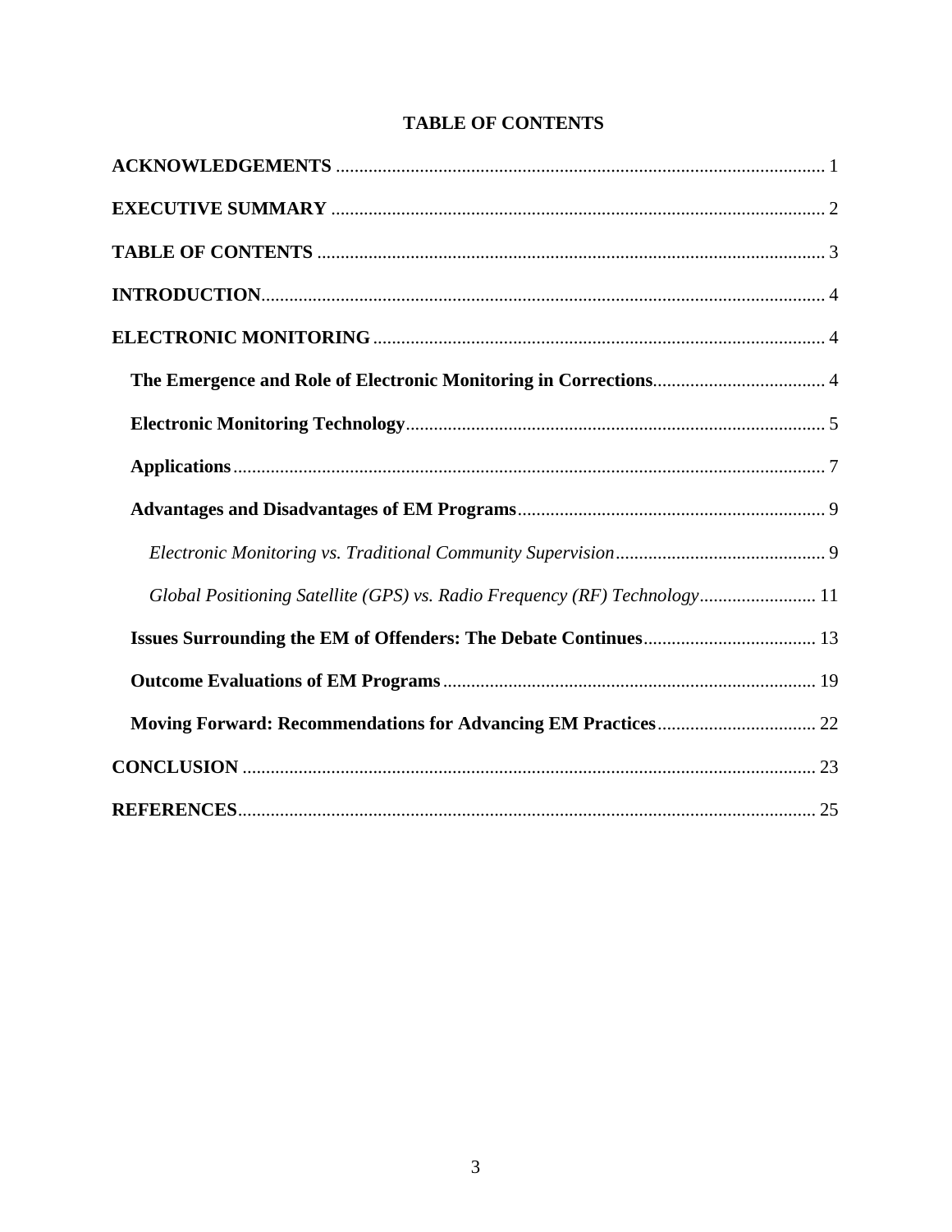# TABLE OF CONTENTS

**ACKNOWLEDGEMENTS** ........................................................................................................ 1

**EXECUTIVE SUMMARY** ......................................................................................................... 2

**TABLE OF CONTENTS** ............................................................................................................ 3

**INTRODUCTION**........................................................................................................................ 4

**ELECTRONIC MONITORING** ................................................................................................ 4

- **The Emergence and Role of Electronic Monitoring in Corrections**..................................... 4
- **Electronic Monitoring Technology**.......................................................................................... 5
- **Applications**............................................................................................................................... 7
- **Advantages and Disadvantages of EM Programs**.................................................................. 9
  - *Electronic Monitoring vs. Traditional Community Supervision*............................................ 9
  - *Global Positioning Satellite (GPS) vs. Radio Frequency (RF) Technology*......................... 11
- **Issues Surrounding the EM of Offenders: The Debate Continues**..................................... 13
- **Outcome Evaluations of EM Programs**................................................................................ 19
- **Moving Forward: Recommendations for Advancing EM Practices**.................................. 22

**CONCLUSION** .......................................................................................................................... 23

**REFERENCES**............................................................................................................................ 25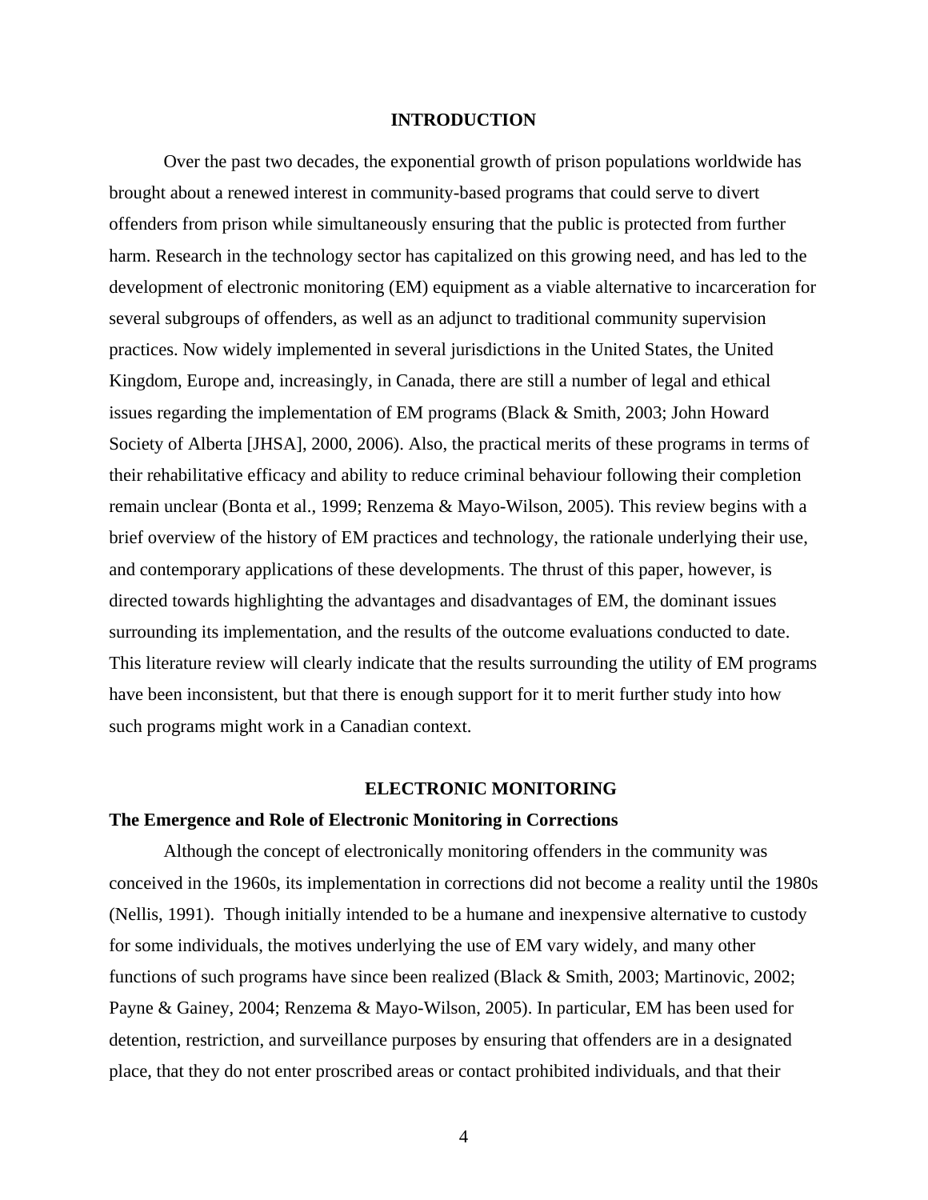# INTRODUCTION

Over the past two decades, the exponential growth of prison populations worldwide has brought about a renewed interest in community-based programs that could serve to divert offenders from prison while simultaneously ensuring that the public is protected from further harm. Research in the technology sector has capitalized on this growing need, and has led to the development of electronic monitoring (EM) equipment as a viable alternative to incarceration for several subgroups of offenders, as well as an adjunct to traditional community supervision practices. Now widely implemented in several jurisdictions in the United States, the United Kingdom, Europe and, increasingly, in Canada, there are still a number of legal and ethical issues regarding the implementation of EM programs (Black & Smith, 2003; John Howard Society of Alberta [JHSA], 2000, 2006). Also, the practical merits of these programs in terms of their rehabilitative efficacy and ability to reduce criminal behaviour following their completion remain unclear (Bonta et al., 1999; Renzema & Mayo-Wilson, 2005). This review begins with a brief overview of the history of EM practices and technology, the rationale underlying their use, and contemporary applications of these developments. The thrust of this paper, however, is directed towards highlighting the advantages and disadvantages of EM, the dominant issues surrounding its implementation, and the results of the outcome evaluations conducted to date. This literature review will clearly indicate that the results surrounding the utility of EM programs have been inconsistent, but that there is enough support for it to merit further study into how such programs might work in a Canadian context.

# ELECTRONIC MONITORING

## The Emergence and Role of Electronic Monitoring in Corrections

Although the concept of electronically monitoring offenders in the community was conceived in the 1960s, its implementation in corrections did not become a reality until the 1980s (Nellis, 1991). Though initially intended to be a humane and inexpensive alternative to custody for some individuals, the motives underlying the use of EM vary widely, and many other functions of such programs have since been realized (Black & Smith, 2003; Martinovic, 2002; Payne & Gainey, 2004; Renzema & Mayo-Wilson, 2005). In particular, EM has been used for detention, restriction, and surveillance purposes by ensuring that offenders are in a designated place, that they do not enter proscribed areas or contact prohibited individuals, and that their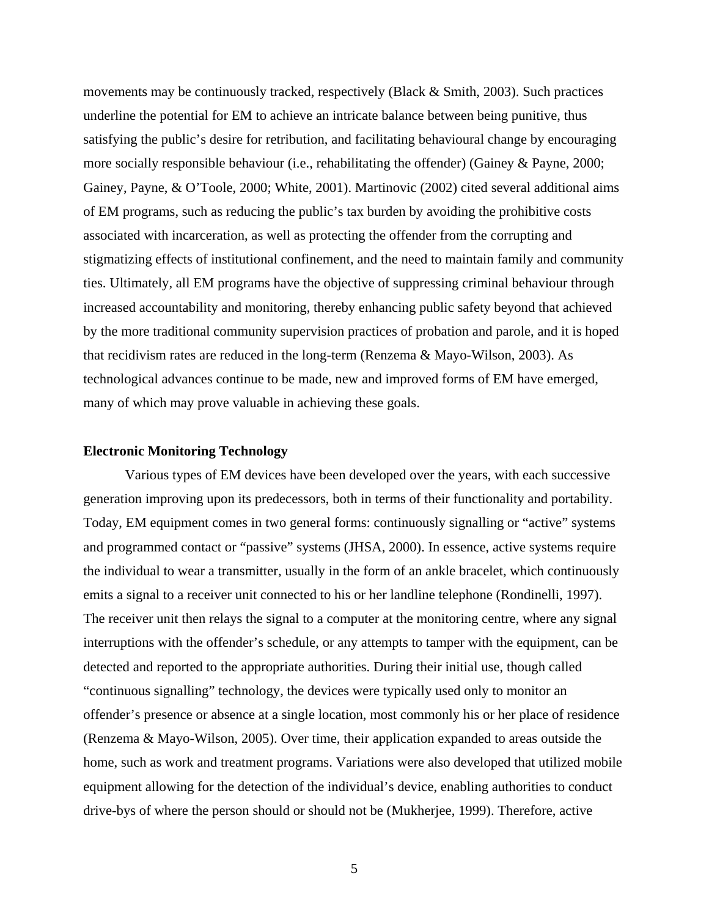movements may be continuously tracked, respectively (Black & Smith, 2003). Such practices underline the potential for EM to achieve an intricate balance between being punitive, thus satisfying the public's desire for retribution, and facilitating behavioural change by encouraging more socially responsible behaviour (i.e., rehabilitating the offender) (Gainey & Payne, 2000; Gainey, Payne, & O'Toole, 2000; White, 2001). Martinovic (2002) cited several additional aims of EM programs, such as reducing the public's tax burden by avoiding the prohibitive costs associated with incarceration, as well as protecting the offender from the corrupting and stigmatizing effects of institutional confinement, and the need to maintain family and community ties. Ultimately, all EM programs have the objective of suppressing criminal behaviour through increased accountability and monitoring, thereby enhancing public safety beyond that achieved by the more traditional community supervision practices of probation and parole, and it is hoped that recidivism rates are reduced in the long-term (Renzema & Mayo-Wilson, 2003). As technological advances continue to be made, new and improved forms of EM have emerged, many of which may prove valuable in achieving these goals.

**Electronic Monitoring Technology**

Various types of EM devices have been developed over the years, with each successive generation improving upon its predecessors, both in terms of their functionality and portability. Today, EM equipment comes in two general forms: continuously signalling or "active" systems and programmed contact or "passive" systems (JHSA, 2000). In essence, active systems require the individual to wear a transmitter, usually in the form of an ankle bracelet, which continuously emits a signal to a receiver unit connected to his or her landline telephone (Rondinelli, 1997). The receiver unit then relays the signal to a computer at the monitoring centre, where any signal interruptions with the offender's schedule, or any attempts to tamper with the equipment, can be detected and reported to the appropriate authorities. During their initial use, though called "continuous signalling" technology, the devices were typically used only to monitor an offender's presence or absence at a single location, most commonly his or her place of residence (Renzema & Mayo-Wilson, 2005). Over time, their application expanded to areas outside the home, such as work and treatment programs. Variations were also developed that utilized mobile equipment allowing for the detection of the individual's device, enabling authorities to conduct drive-bys of where the person should or should not be (Mukherjee, 1999). Therefore, active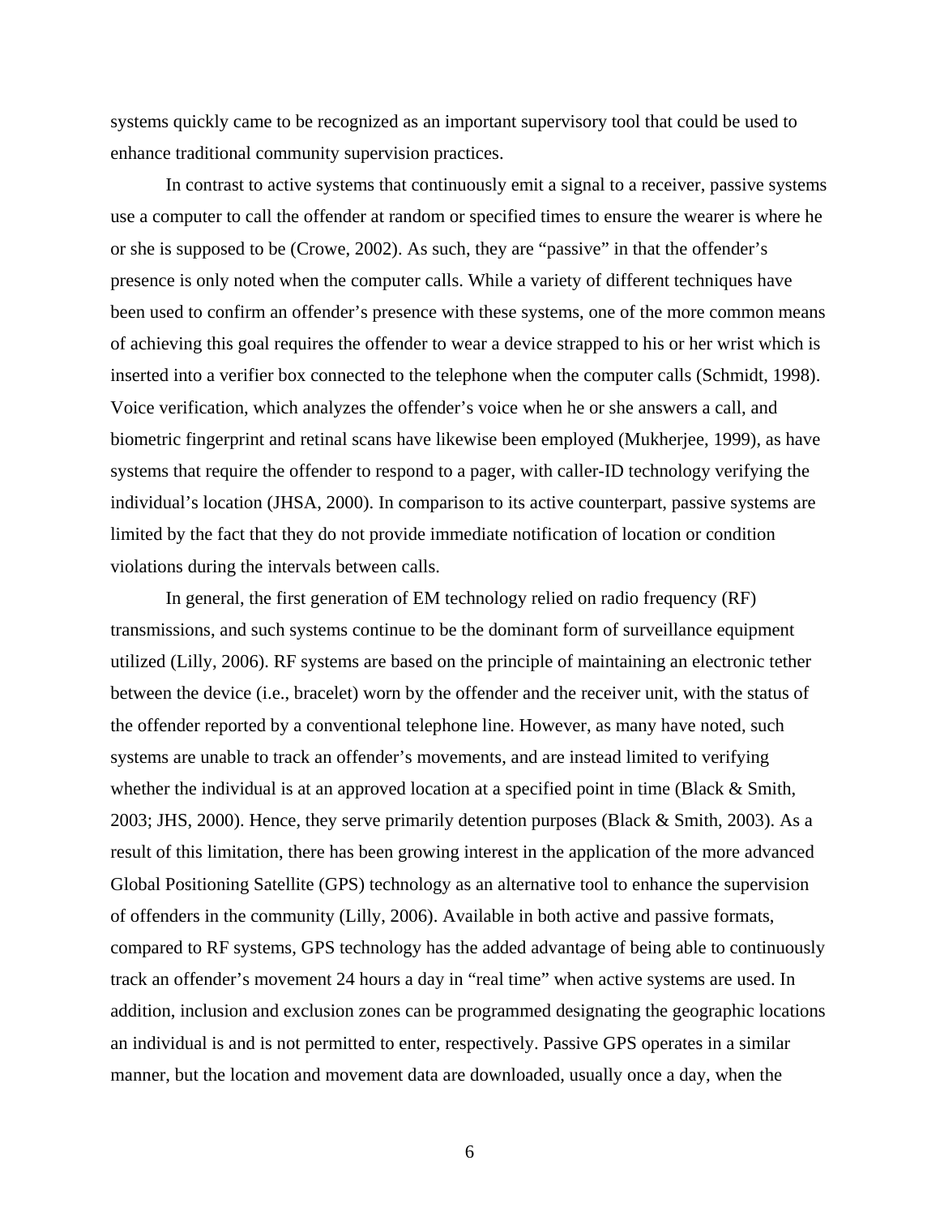systems quickly came to be recognized as an important supervisory tool that could be used to enhance traditional community supervision practices.

In contrast to active systems that continuously emit a signal to a receiver, passive systems use a computer to call the offender at random or specified times to ensure the wearer is where he or she is supposed to be (Crowe, 2002). As such, they are "passive" in that the offender's presence is only noted when the computer calls. While a variety of different techniques have been used to confirm an offender's presence with these systems, one of the more common means of achieving this goal requires the offender to wear a device strapped to his or her wrist which is inserted into a verifier box connected to the telephone when the computer calls (Schmidt, 1998). Voice verification, which analyzes the offender's voice when he or she answers a call, and biometric fingerprint and retinal scans have likewise been employed (Mukherjee, 1999), as have systems that require the offender to respond to a pager, with caller-ID technology verifying the individual's location (JHSA, 2000). In comparison to its active counterpart, passive systems are limited by the fact that they do not provide immediate notification of location or condition violations during the intervals between calls.

In general, the first generation of EM technology relied on radio frequency (RF) transmissions, and such systems continue to be the dominant form of surveillance equipment utilized (Lilly, 2006). RF systems are based on the principle of maintaining an electronic tether between the device (i.e., bracelet) worn by the offender and the receiver unit, with the status of the offender reported by a conventional telephone line. However, as many have noted, such systems are unable to track an offender's movements, and are instead limited to verifying whether the individual is at an approved location at a specified point in time (Black & Smith, 2003; JHS, 2000). Hence, they serve primarily detention purposes (Black & Smith, 2003). As a result of this limitation, there has been growing interest in the application of the more advanced Global Positioning Satellite (GPS) technology as an alternative tool to enhance the supervision of offenders in the community (Lilly, 2006). Available in both active and passive formats, compared to RF systems, GPS technology has the added advantage of being able to continuously track an offender's movement 24 hours a day in "real time" when active systems are used. In addition, inclusion and exclusion zones can be programmed designating the geographic locations an individual is and is not permitted to enter, respectively. Passive GPS operates in a similar manner, but the location and movement data are downloaded, usually once a day, when the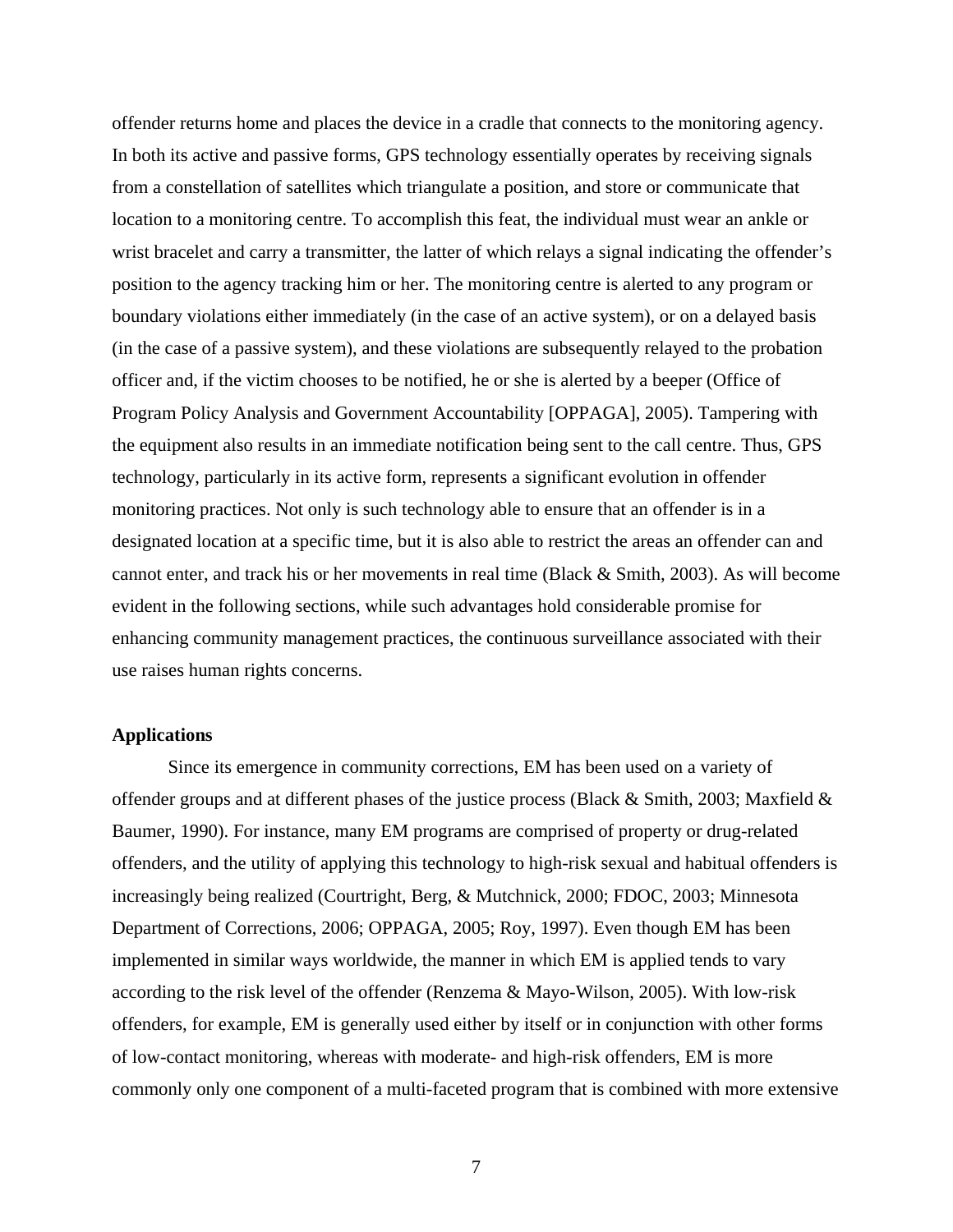offender returns home and places the device in a cradle that connects to the monitoring agency. In both its active and passive forms, GPS technology essentially operates by receiving signals from a constellation of satellites which triangulate a position, and store or communicate that location to a monitoring centre. To accomplish this feat, the individual must wear an ankle or wrist bracelet and carry a transmitter, the latter of which relays a signal indicating the offender's position to the agency tracking him or her. The monitoring centre is alerted to any program or boundary violations either immediately (in the case of an active system), or on a delayed basis (in the case of a passive system), and these violations are subsequently relayed to the probation officer and, if the victim chooses to be notified, he or she is alerted by a beeper (Office of Program Policy Analysis and Government Accountability [OPPAGA], 2005). Tampering with the equipment also results in an immediate notification being sent to the call centre. Thus, GPS technology, particularly in its active form, represents a significant evolution in offender monitoring practices. Not only is such technology able to ensure that an offender is in a designated location at a specific time, but it is also able to restrict the areas an offender can and cannot enter, and track his or her movements in real time (Black & Smith, 2003). As will become evident in the following sections, while such advantages hold considerable promise for enhancing community management practices, the continuous surveillance associated with their use raises human rights concerns.

**Applications**

Since its emergence in community corrections, EM has been used on a variety of offender groups and at different phases of the justice process (Black & Smith, 2003; Maxfield & Baumer, 1990). For instance, many EM programs are comprised of property or drug-related offenders, and the utility of applying this technology to high-risk sexual and habitual offenders is increasingly being realized (Courtright, Berg, & Mutchnick, 2000; FDOC, 2003; Minnesota Department of Corrections, 2006; OPPAGA, 2005; Roy, 1997). Even though EM has been implemented in similar ways worldwide, the manner in which EM is applied tends to vary according to the risk level of the offender (Renzema & Mayo-Wilson, 2005). With low-risk offenders, for example, EM is generally used either by itself or in conjunction with other forms of low-contact monitoring, whereas with moderate- and high-risk offenders, EM is more commonly only one component of a multi-faceted program that is combined with more extensive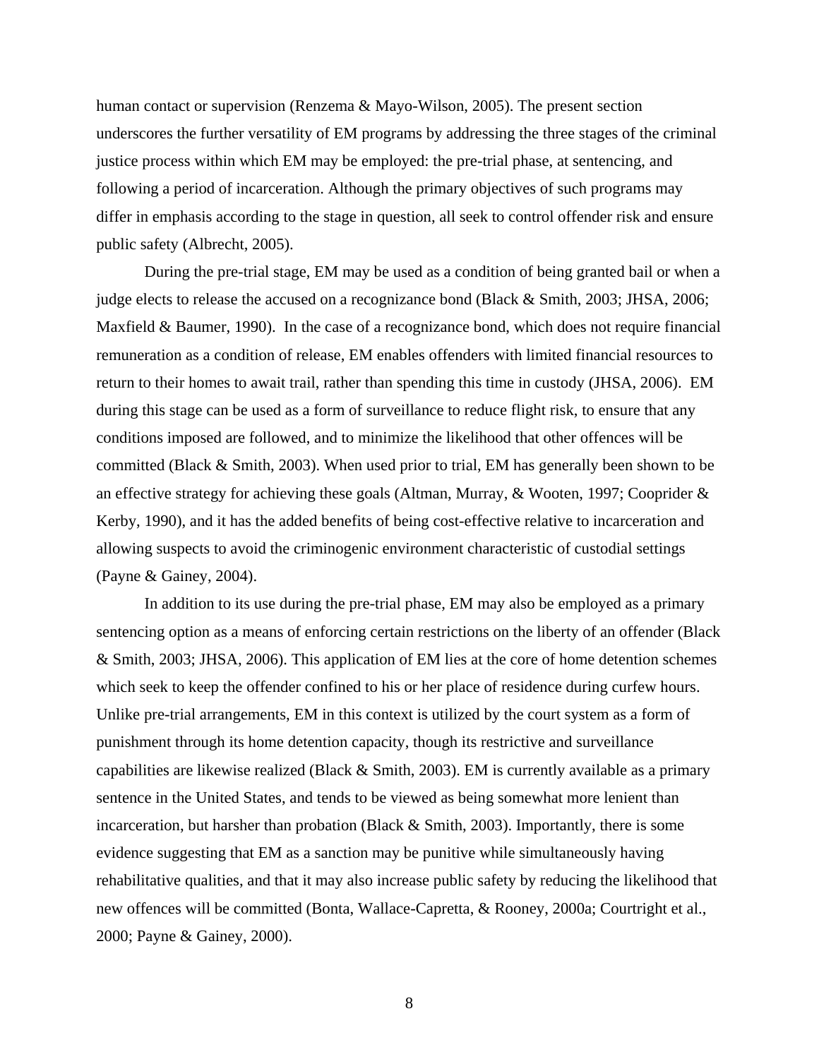human contact or supervision (Renzema & Mayo-Wilson, 2005). The present section underscores the further versatility of EM programs by addressing the three stages of the criminal justice process within which EM may be employed: the pre-trial phase, at sentencing, and following a period of incarceration. Although the primary objectives of such programs may differ in emphasis according to the stage in question, all seek to control offender risk and ensure public safety (Albrecht, 2005).

During the pre-trial stage, EM may be used as a condition of being granted bail or when a judge elects to release the accused on a recognizance bond (Black & Smith, 2003; JHSA, 2006; Maxfield & Baumer, 1990). In the case of a recognizance bond, which does not require financial remuneration as a condition of release, EM enables offenders with limited financial resources to return to their homes to await trail, rather than spending this time in custody (JHSA, 2006). EM during this stage can be used as a form of surveillance to reduce flight risk, to ensure that any conditions imposed are followed, and to minimize the likelihood that other offences will be committed (Black & Smith, 2003). When used prior to trial, EM has generally been shown to be an effective strategy for achieving these goals (Altman, Murray, & Wooten, 1997; Cooprider & Kerby, 1990), and it has the added benefits of being cost-effective relative to incarceration and allowing suspects to avoid the criminogenic environment characteristic of custodial settings (Payne & Gainey, 2004).

In addition to its use during the pre-trial phase, EM may also be employed as a primary sentencing option as a means of enforcing certain restrictions on the liberty of an offender (Black & Smith, 2003; JHSA, 2006). This application of EM lies at the core of home detention schemes which seek to keep the offender confined to his or her place of residence during curfew hours. Unlike pre-trial arrangements, EM in this context is utilized by the court system as a form of punishment through its home detention capacity, though its restrictive and surveillance capabilities are likewise realized (Black & Smith, 2003). EM is currently available as a primary sentence in the United States, and tends to be viewed as being somewhat more lenient than incarceration, but harsher than probation (Black & Smith, 2003). Importantly, there is some evidence suggesting that EM as a sanction may be punitive while simultaneously having rehabilitative qualities, and that it may also increase public safety by reducing the likelihood that new offences will be committed (Bonta, Wallace-Capretta, & Rooney, 2000a; Courtright et al., 2000; Payne & Gainey, 2000).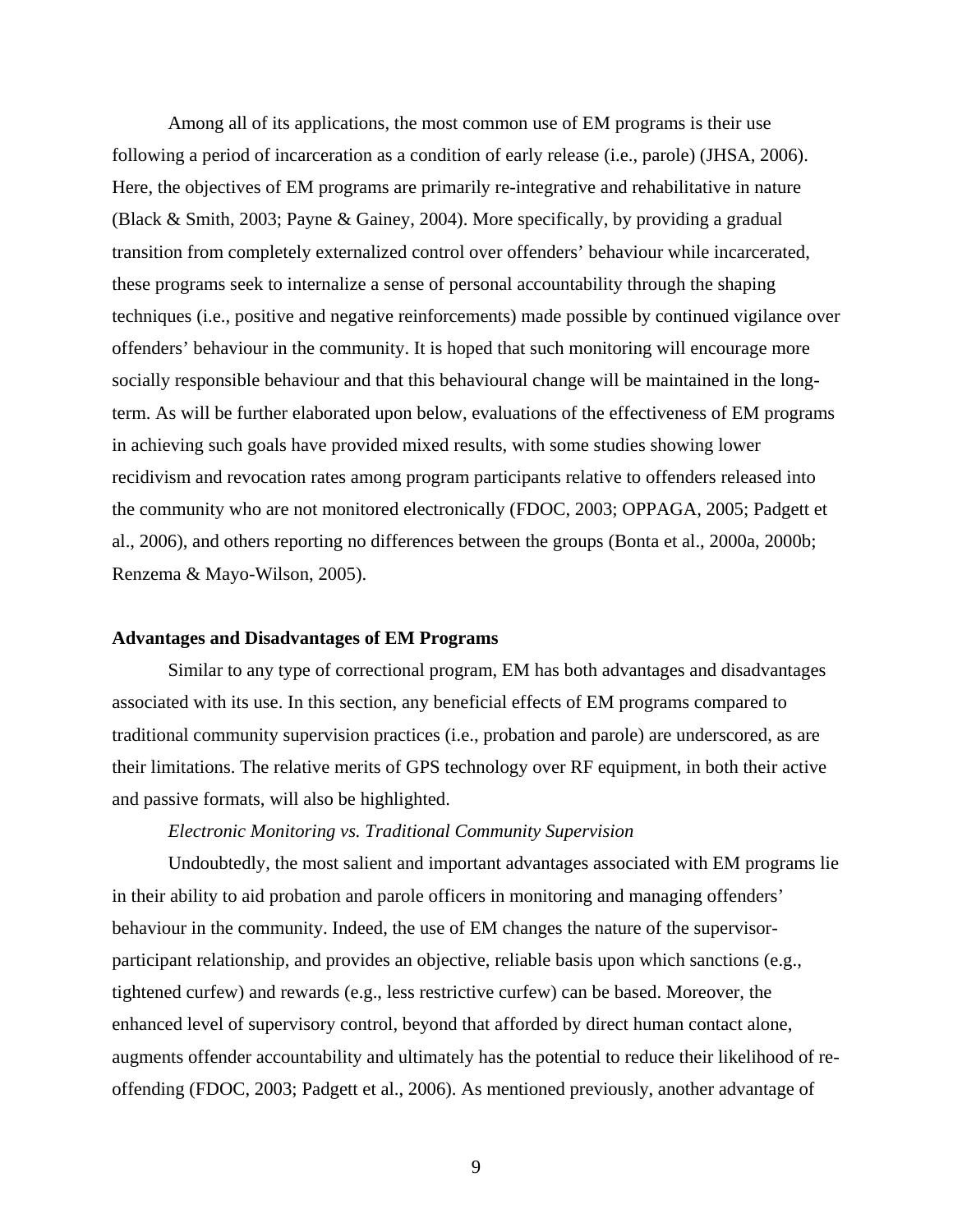Among all of its applications, the most common use of EM programs is their use following a period of incarceration as a condition of early release (i.e., parole) (JHSA, 2006). Here, the objectives of EM programs are primarily re-integrative and rehabilitative in nature (Black & Smith, 2003; Payne & Gainey, 2004). More specifically, by providing a gradual transition from completely externalized control over offenders' behaviour while incarcerated, these programs seek to internalize a sense of personal accountability through the shaping techniques (i.e., positive and negative reinforcements) made possible by continued vigilance over offenders' behaviour in the community. It is hoped that such monitoring will encourage more socially responsible behaviour and that this behavioural change will be maintained in the long-term. As will be further elaborated upon below, evaluations of the effectiveness of EM programs in achieving such goals have provided mixed results, with some studies showing lower recidivism and revocation rates among program participants relative to offenders released into the community who are not monitored electronically (FDOC, 2003; OPPAGA, 2005; Padgett et al., 2006), and others reporting no differences between the groups (Bonta et al., 2000a, 2000b; Renzema & Mayo-Wilson, 2005).

## Advantages and Disadvantages of EM Programs

Similar to any type of correctional program, EM has both advantages and disadvantages associated with its use. In this section, any beneficial effects of EM programs compared to traditional community supervision practices (i.e., probation and parole) are underscored, as are their limitations. The relative merits of GPS technology over RF equipment, in both their active and passive formats, will also be highlighted.

### *Electronic Monitoring vs. Traditional Community Supervision*

Undoubtedly, the most salient and important advantages associated with EM programs lie in their ability to aid probation and parole officers in monitoring and managing offenders' behaviour in the community. Indeed, the use of EM changes the nature of the supervisor-participant relationship, and provides an objective, reliable basis upon which sanctions (e.g., tightened curfew) and rewards (e.g., less restrictive curfew) can be based. Moreover, the enhanced level of supervisory control, beyond that afforded by direct human contact alone, augments offender accountability and ultimately has the potential to reduce their likelihood of re-offending (FDOC, 2003; Padgett et al., 2006). As mentioned previously, another advantage of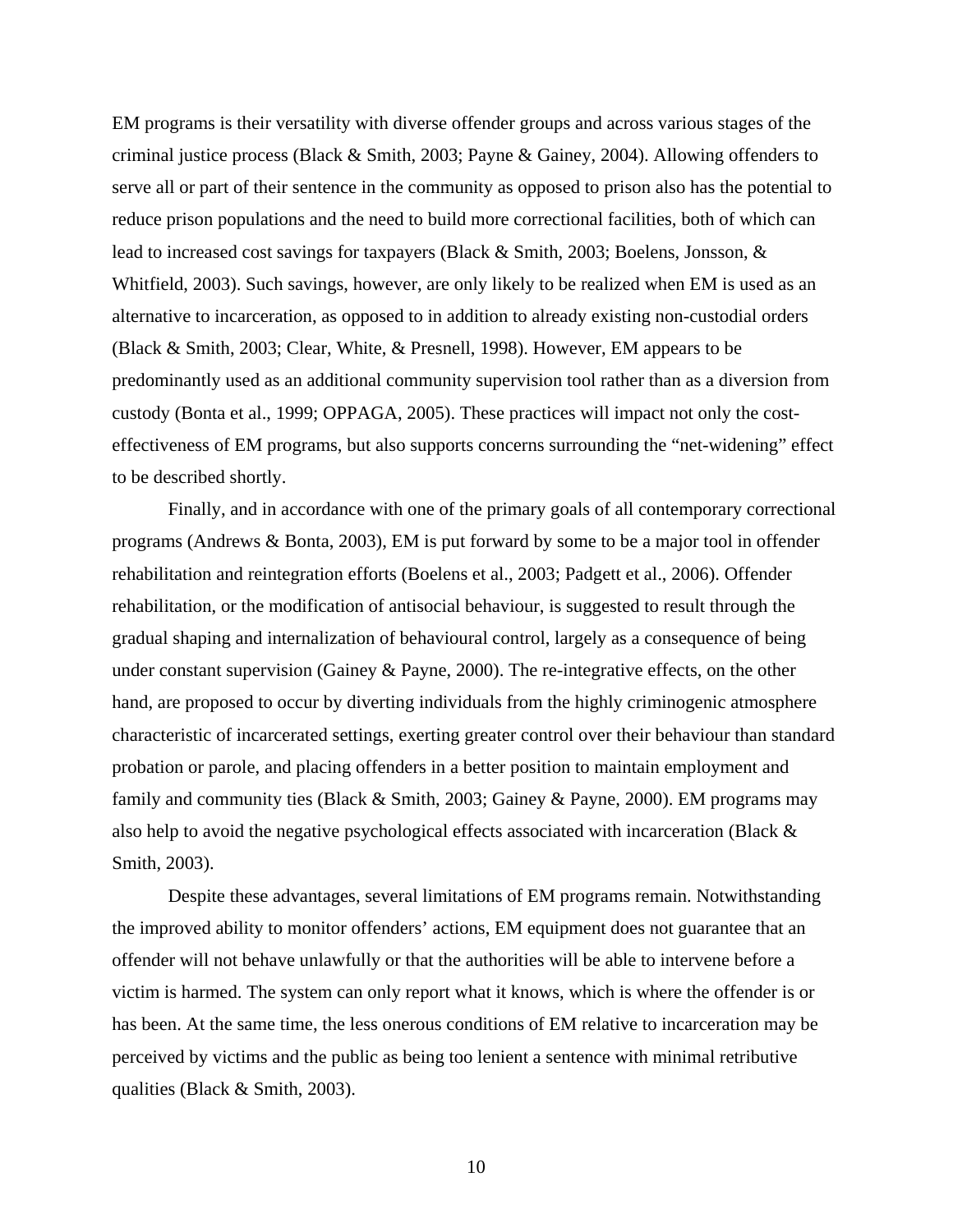EM programs is their versatility with diverse offender groups and across various stages of the criminal justice process (Black & Smith, 2003; Payne & Gainey, 2004). Allowing offenders to serve all or part of their sentence in the community as opposed to prison also has the potential to reduce prison populations and the need to build more correctional facilities, both of which can lead to increased cost savings for taxpayers (Black & Smith, 2003; Boelens, Jonsson, & Whitfield, 2003). Such savings, however, are only likely to be realized when EM is used as an alternative to incarceration, as opposed to in addition to already existing non-custodial orders (Black & Smith, 2003; Clear, White, & Presnell, 1998). However, EM appears to be predominantly used as an additional community supervision tool rather than as a diversion from custody (Bonta et al., 1999; OPPAGA, 2005). These practices will impact not only the cost-effectiveness of EM programs, but also supports concerns surrounding the "net-widening" effect to be described shortly.

Finally, and in accordance with one of the primary goals of all contemporary correctional programs (Andrews & Bonta, 2003), EM is put forward by some to be a major tool in offender rehabilitation and reintegration efforts (Boelens et al., 2003; Padgett et al., 2006). Offender rehabilitation, or the modification of antisocial behaviour, is suggested to result through the gradual shaping and internalization of behavioural control, largely as a consequence of being under constant supervision (Gainey & Payne, 2000). The re-integrative effects, on the other hand, are proposed to occur by diverting individuals from the highly criminogenic atmosphere characteristic of incarcerated settings, exerting greater control over their behaviour than standard probation or parole, and placing offenders in a better position to maintain employment and family and community ties (Black & Smith, 2003; Gainey & Payne, 2000). EM programs may also help to avoid the negative psychological effects associated with incarceration (Black & Smith, 2003).

Despite these advantages, several limitations of EM programs remain. Notwithstanding the improved ability to monitor offenders' actions, EM equipment does not guarantee that an offender will not behave unlawfully or that the authorities will be able to intervene before a victim is harmed. The system can only report what it knows, which is where the offender is or has been. At the same time, the less onerous conditions of EM relative to incarceration may be perceived by victims and the public as being too lenient a sentence with minimal retributive qualities (Black & Smith, 2003).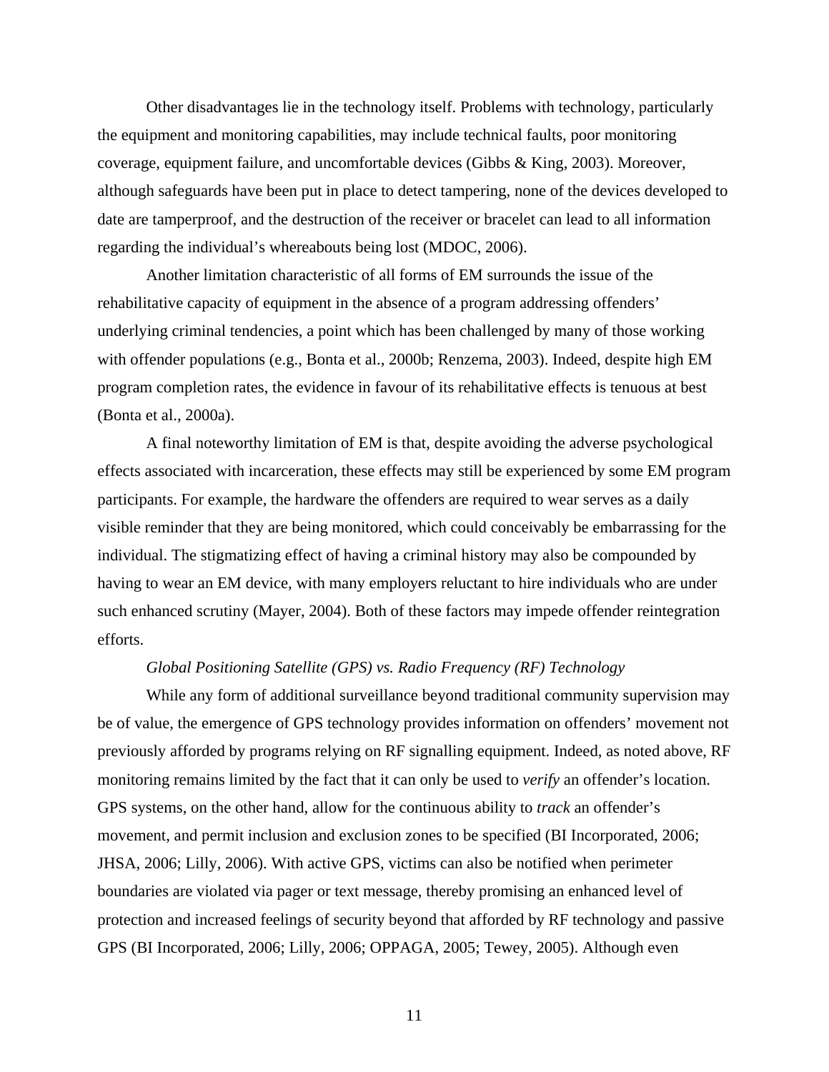Other disadvantages lie in the technology itself. Problems with technology, particularly the equipment and monitoring capabilities, may include technical faults, poor monitoring coverage, equipment failure, and uncomfortable devices (Gibbs & King, 2003). Moreover, although safeguards have been put in place to detect tampering, none of the devices developed to date are tamperproof, and the destruction of the receiver or bracelet can lead to all information regarding the individual's whereabouts being lost (MDOC, 2006).

Another limitation characteristic of all forms of EM surrounds the issue of the rehabilitative capacity of equipment in the absence of a program addressing offenders' underlying criminal tendencies, a point which has been challenged by many of those working with offender populations (e.g., Bonta et al., 2000b; Renzema, 2003). Indeed, despite high EM program completion rates, the evidence in favour of its rehabilitative effects is tenuous at best (Bonta et al., 2000a).

A final noteworthy limitation of EM is that, despite avoiding the adverse psychological effects associated with incarceration, these effects may still be experienced by some EM program participants. For example, the hardware the offenders are required to wear serves as a daily visible reminder that they are being monitored, which could conceivably be embarrassing for the individual. The stigmatizing effect of having a criminal history may also be compounded by having to wear an EM device, with many employers reluctant to hire individuals who are under such enhanced scrutiny (Mayer, 2004). Both of these factors may impede offender reintegration efforts.

*Global Positioning Satellite (GPS) vs. Radio Frequency (RF) Technology*

While any form of additional surveillance beyond traditional community supervision may be of value, the emergence of GPS technology provides information on offenders' movement not previously afforded by programs relying on RF signalling equipment. Indeed, as noted above, RF monitoring remains limited by the fact that it can only be used to *verify* an offender's location. GPS systems, on the other hand, allow for the continuous ability to *track* an offender's movement, and permit inclusion and exclusion zones to be specified (BI Incorporated, 2006; JHSA, 2006; Lilly, 2006). With active GPS, victims can also be notified when perimeter boundaries are violated via pager or text message, thereby promising an enhanced level of protection and increased feelings of security beyond that afforded by RF technology and passive GPS (BI Incorporated, 2006; Lilly, 2006; OPPAGA, 2005; Tewey, 2005). Although even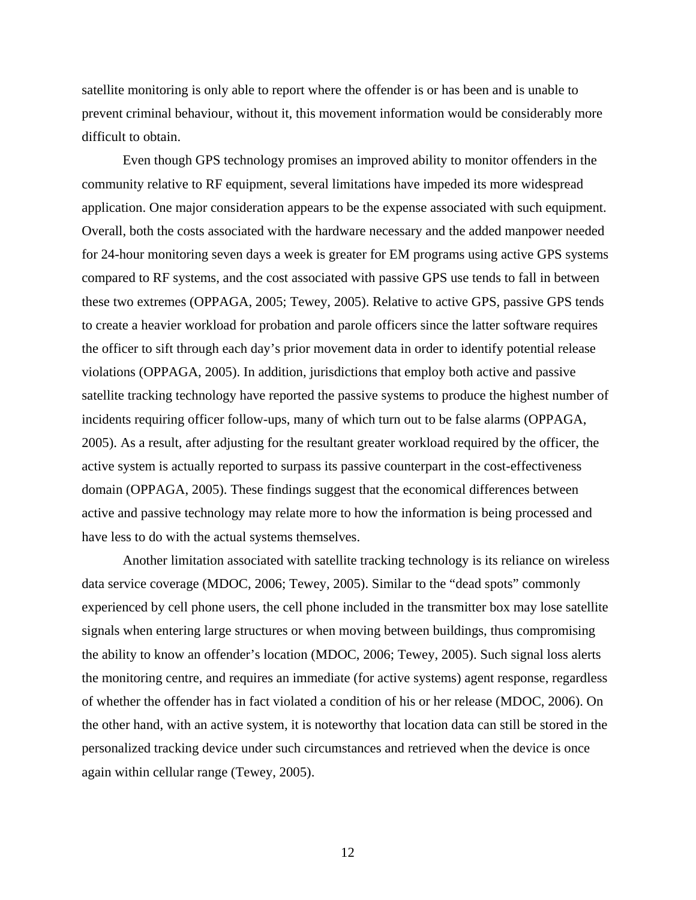satellite monitoring is only able to report where the offender is or has been and is unable to prevent criminal behaviour, without it, this movement information would be considerably more difficult to obtain.

Even though GPS technology promises an improved ability to monitor offenders in the community relative to RF equipment, several limitations have impeded its more widespread application. One major consideration appears to be the expense associated with such equipment. Overall, both the costs associated with the hardware necessary and the added manpower needed for 24-hour monitoring seven days a week is greater for EM programs using active GPS systems compared to RF systems, and the cost associated with passive GPS use tends to fall in between these two extremes (OPPAGA, 2005; Tewey, 2005). Relative to active GPS, passive GPS tends to create a heavier workload for probation and parole officers since the latter software requires the officer to sift through each day's prior movement data in order to identify potential release violations (OPPAGA, 2005). In addition, jurisdictions that employ both active and passive satellite tracking technology have reported the passive systems to produce the highest number of incidents requiring officer follow-ups, many of which turn out to be false alarms (OPPAGA, 2005). As a result, after adjusting for the resultant greater workload required by the officer, the active system is actually reported to surpass its passive counterpart in the cost-effectiveness domain (OPPAGA, 2005). These findings suggest that the economical differences between active and passive technology may relate more to how the information is being processed and have less to do with the actual systems themselves.

Another limitation associated with satellite tracking technology is its reliance on wireless data service coverage (MDOC, 2006; Tewey, 2005). Similar to the "dead spots" commonly experienced by cell phone users, the cell phone included in the transmitter box may lose satellite signals when entering large structures or when moving between buildings, thus compromising the ability to know an offender's location (MDOC, 2006; Tewey, 2005). Such signal loss alerts the monitoring centre, and requires an immediate (for active systems) agent response, regardless of whether the offender has in fact violated a condition of his or her release (MDOC, 2006). On the other hand, with an active system, it is noteworthy that location data can still be stored in the personalized tracking device under such circumstances and retrieved when the device is once again within cellular range (Tewey, 2005).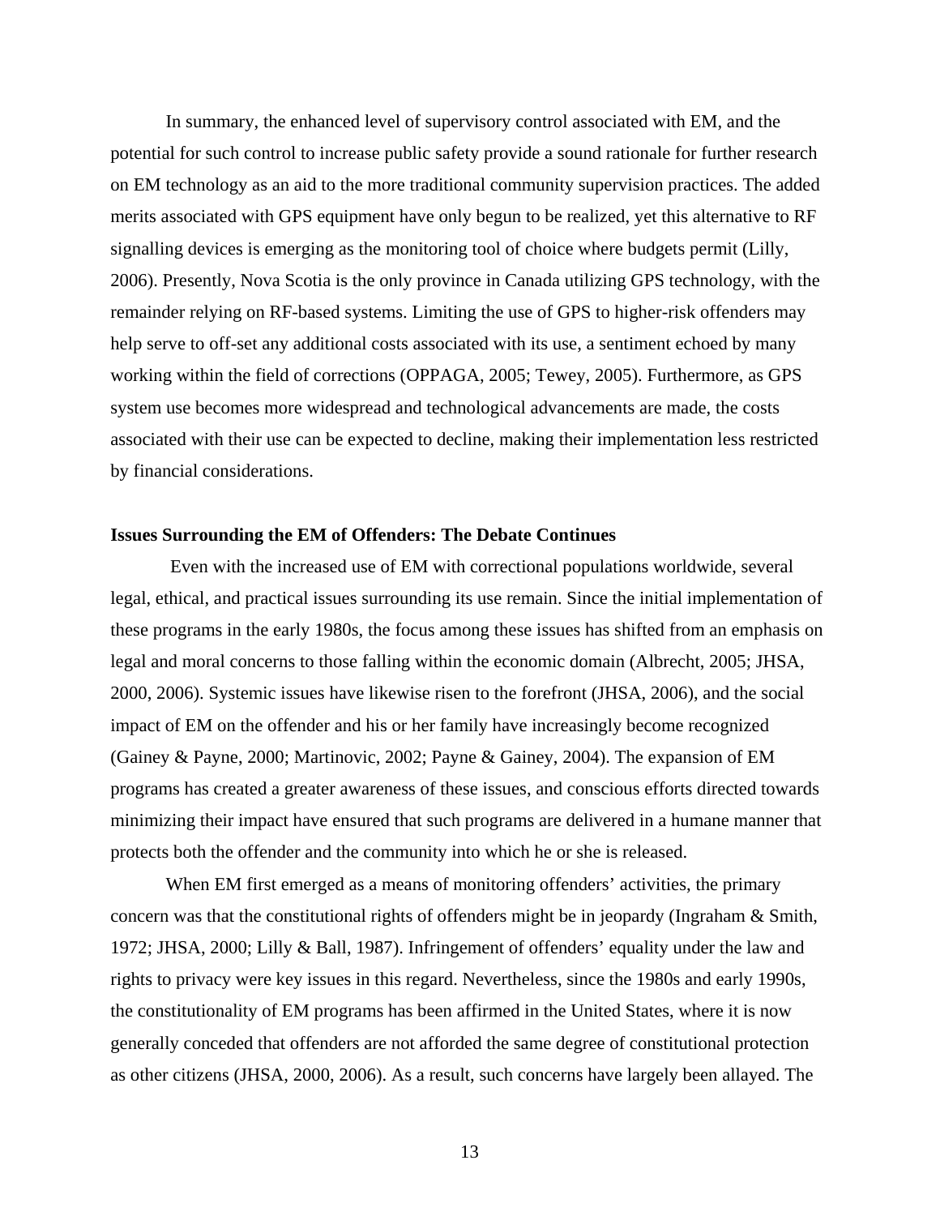In summary, the enhanced level of supervisory control associated with EM, and the potential for such control to increase public safety provide a sound rationale for further research on EM technology as an aid to the more traditional community supervision practices. The added merits associated with GPS equipment have only begun to be realized, yet this alternative to RF signalling devices is emerging as the monitoring tool of choice where budgets permit (Lilly, 2006). Presently, Nova Scotia is the only province in Canada utilizing GPS technology, with the remainder relying on RF-based systems. Limiting the use of GPS to higher-risk offenders may help serve to off-set any additional costs associated with its use, a sentiment echoed by many working within the field of corrections (OPPAGA, 2005; Tewey, 2005). Furthermore, as GPS system use becomes more widespread and technological advancements are made, the costs associated with their use can be expected to decline, making their implementation less restricted by financial considerations.

**Issues Surrounding the EM of Offenders: The Debate Continues**

Even with the increased use of EM with correctional populations worldwide, several legal, ethical, and practical issues surrounding its use remain. Since the initial implementation of these programs in the early 1980s, the focus among these issues has shifted from an emphasis on legal and moral concerns to those falling within the economic domain (Albrecht, 2005; JHSA, 2000, 2006). Systemic issues have likewise risen to the forefront (JHSA, 2006), and the social impact of EM on the offender and his or her family have increasingly become recognized (Gainey & Payne, 2000; Martinovic, 2002; Payne & Gainey, 2004). The expansion of EM programs has created a greater awareness of these issues, and conscious efforts directed towards minimizing their impact have ensured that such programs are delivered in a humane manner that protects both the offender and the community into which he or she is released.

When EM first emerged as a means of monitoring offenders' activities, the primary concern was that the constitutional rights of offenders might be in jeopardy (Ingraham & Smith, 1972; JHSA, 2000; Lilly & Ball, 1987). Infringement of offenders' equality under the law and rights to privacy were key issues in this regard. Nevertheless, since the 1980s and early 1990s, the constitutionality of EM programs has been affirmed in the United States, where it is now generally conceded that offenders are not afforded the same degree of constitutional protection as other citizens (JHSA, 2000, 2006). As a result, such concerns have largely been allayed. The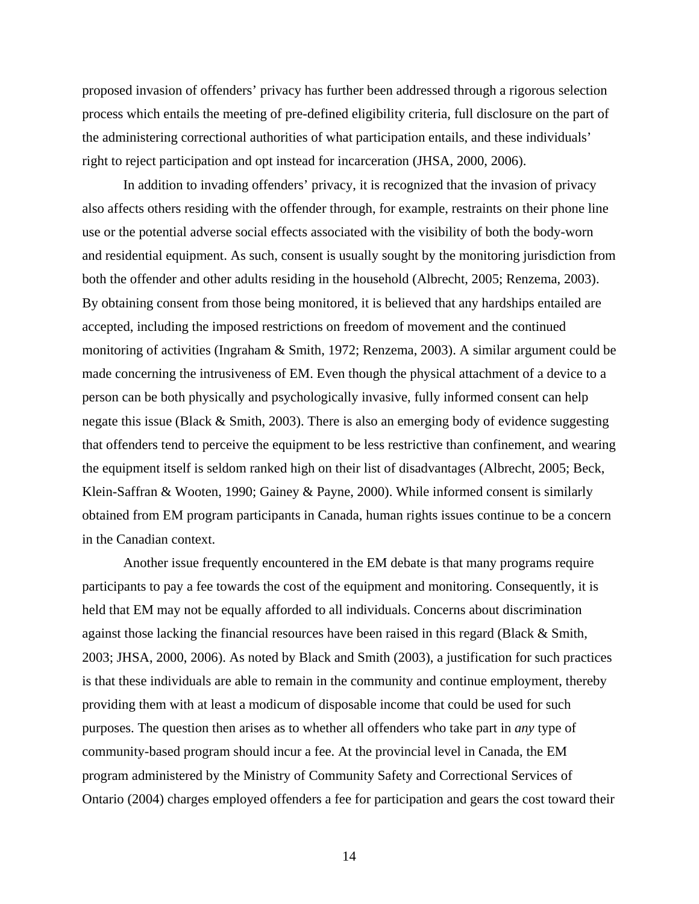proposed invasion of offenders' privacy has further been addressed through a rigorous selection process which entails the meeting of pre-defined eligibility criteria, full disclosure on the part of the administering correctional authorities of what participation entails, and these individuals' right to reject participation and opt instead for incarceration (JHSA, 2000, 2006).

In addition to invading offenders' privacy, it is recognized that the invasion of privacy also affects others residing with the offender through, for example, restraints on their phone line use or the potential adverse social effects associated with the visibility of both the body-worn and residential equipment. As such, consent is usually sought by the monitoring jurisdiction from both the offender and other adults residing in the household (Albrecht, 2005; Renzema, 2003). By obtaining consent from those being monitored, it is believed that any hardships entailed are accepted, including the imposed restrictions on freedom of movement and the continued monitoring of activities (Ingraham & Smith, 1972; Renzema, 2003). A similar argument could be made concerning the intrusiveness of EM. Even though the physical attachment of a device to a person can be both physically and psychologically invasive, fully informed consent can help negate this issue (Black & Smith, 2003). There is also an emerging body of evidence suggesting that offenders tend to perceive the equipment to be less restrictive than confinement, and wearing the equipment itself is seldom ranked high on their list of disadvantages (Albrecht, 2005; Beck, Klein-Saffran & Wooten, 1990; Gainey & Payne, 2000). While informed consent is similarly obtained from EM program participants in Canada, human rights issues continue to be a concern in the Canadian context.

Another issue frequently encountered in the EM debate is that many programs require participants to pay a fee towards the cost of the equipment and monitoring. Consequently, it is held that EM may not be equally afforded to all individuals. Concerns about discrimination against those lacking the financial resources have been raised in this regard (Black & Smith, 2003; JHSA, 2000, 2006). As noted by Black and Smith (2003), a justification for such practices is that these individuals are able to remain in the community and continue employment, thereby providing them with at least a modicum of disposable income that could be used for such purposes. The question then arises as to whether all offenders who take part in *any* type of community-based program should incur a fee. At the provincial level in Canada, the EM program administered by the Ministry of Community Safety and Correctional Services of Ontario (2004) charges employed offenders a fee for participation and gears the cost toward their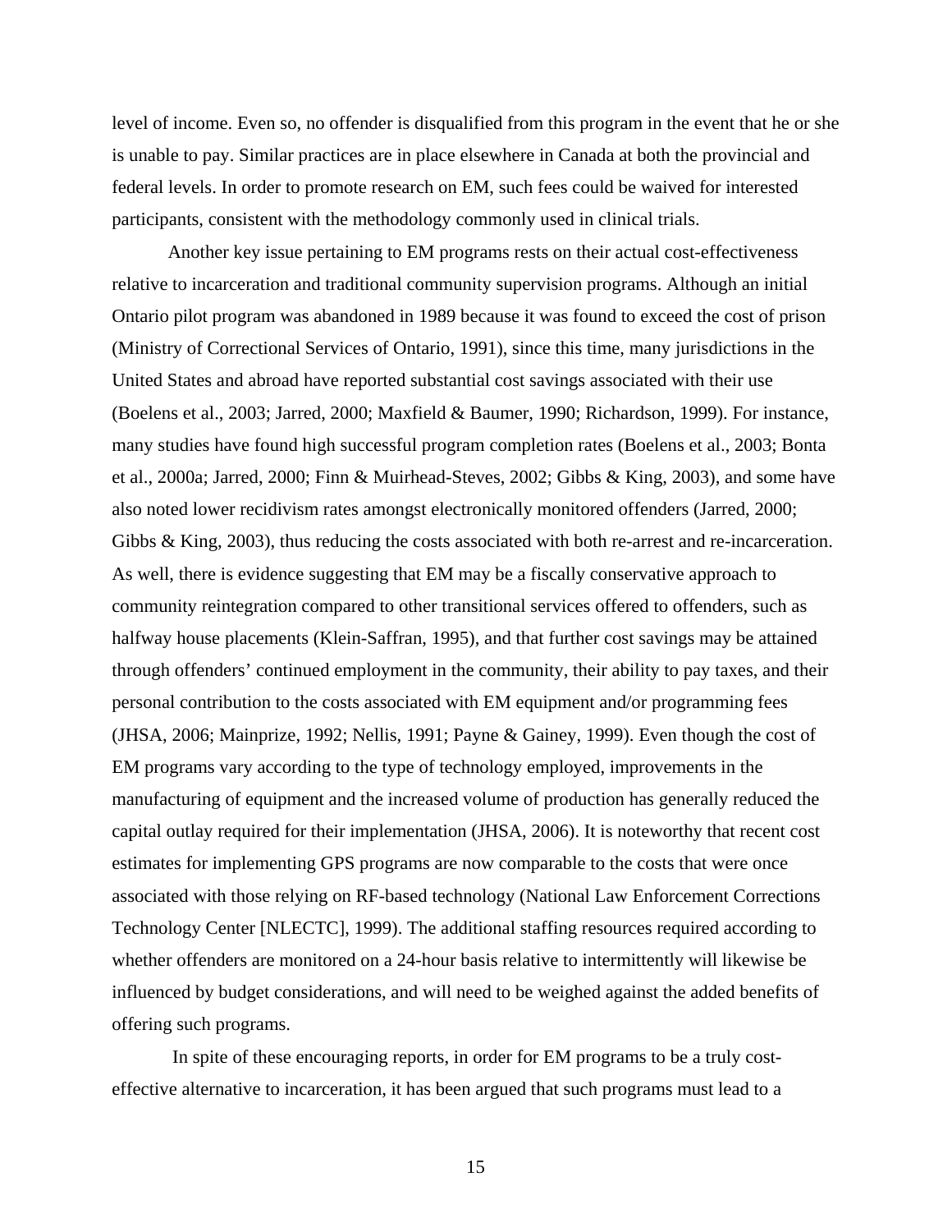level of income. Even so, no offender is disqualified from this program in the event that he or she is unable to pay. Similar practices are in place elsewhere in Canada at both the provincial and federal levels. In order to promote research on EM, such fees could be waived for interested participants, consistent with the methodology commonly used in clinical trials.

Another key issue pertaining to EM programs rests on their actual cost-effectiveness relative to incarceration and traditional community supervision programs. Although an initial Ontario pilot program was abandoned in 1989 because it was found to exceed the cost of prison (Ministry of Correctional Services of Ontario, 1991), since this time, many jurisdictions in the United States and abroad have reported substantial cost savings associated with their use (Boelens et al., 2003; Jarred, 2000; Maxfield & Baumer, 1990; Richardson, 1999). For instance, many studies have found high successful program completion rates (Boelens et al., 2003; Bonta et al., 2000a; Jarred, 2000; Finn & Muirhead-Steves, 2002; Gibbs & King, 2003), and some have also noted lower recidivism rates amongst electronically monitored offenders (Jarred, 2000; Gibbs & King, 2003), thus reducing the costs associated with both re-arrest and re-incarceration. As well, there is evidence suggesting that EM may be a fiscally conservative approach to community reintegration compared to other transitional services offered to offenders, such as halfway house placements (Klein-Saffran, 1995), and that further cost savings may be attained through offenders' continued employment in the community, their ability to pay taxes, and their personal contribution to the costs associated with EM equipment and/or programming fees (JHSA, 2006; Mainprize, 1992; Nellis, 1991; Payne & Gainey, 1999). Even though the cost of EM programs vary according to the type of technology employed, improvements in the manufacturing of equipment and the increased volume of production has generally reduced the capital outlay required for their implementation (JHSA, 2006). It is noteworthy that recent cost estimates for implementing GPS programs are now comparable to the costs that were once associated with those relying on RF-based technology (National Law Enforcement Corrections Technology Center [NLECTC], 1999). The additional staffing resources required according to whether offenders are monitored on a 24-hour basis relative to intermittently will likewise be influenced by budget considerations, and will need to be weighed against the added benefits of offering such programs.

In spite of these encouraging reports, in order for EM programs to be a truly cost-effective alternative to incarceration, it has been argued that such programs must lead to a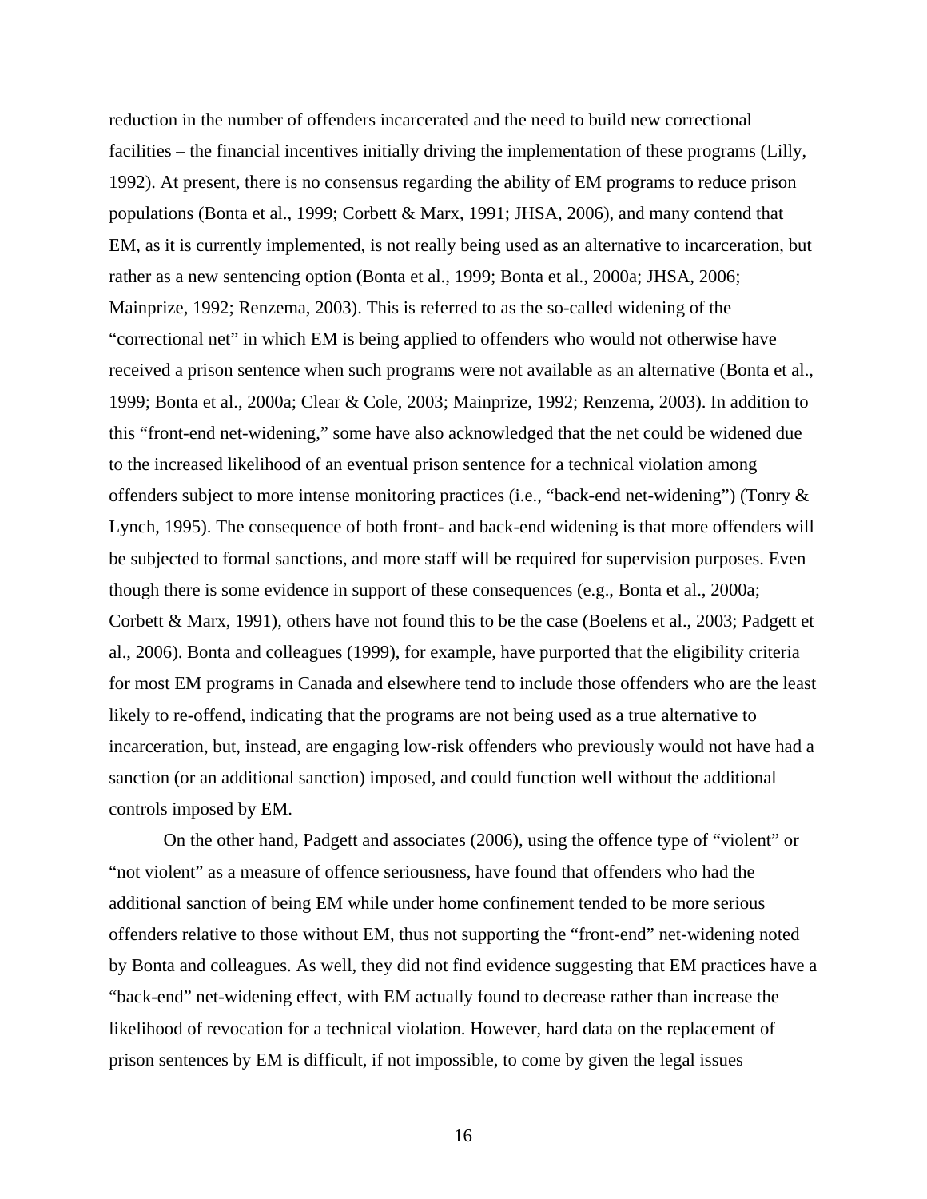reduction in the number of offenders incarcerated and the need to build new correctional facilities – the financial incentives initially driving the implementation of these programs (Lilly, 1992). At present, there is no consensus regarding the ability of EM programs to reduce prison populations (Bonta et al., 1999; Corbett & Marx, 1991; JHSA, 2006), and many contend that EM, as it is currently implemented, is not really being used as an alternative to incarceration, but rather as a new sentencing option (Bonta et al., 1999; Bonta et al., 2000a; JHSA, 2006; Mainprize, 1992; Renzema, 2003). This is referred to as the so-called widening of the "correctional net" in which EM is being applied to offenders who would not otherwise have received a prison sentence when such programs were not available as an alternative (Bonta et al., 1999; Bonta et al., 2000a; Clear & Cole, 2003; Mainprize, 1992; Renzema, 2003). In addition to this "front-end net-widening," some have also acknowledged that the net could be widened due to the increased likelihood of an eventual prison sentence for a technical violation among offenders subject to more intense monitoring practices (i.e., "back-end net-widening") (Tonry & Lynch, 1995). The consequence of both front- and back-end widening is that more offenders will be subjected to formal sanctions, and more staff will be required for supervision purposes. Even though there is some evidence in support of these consequences (e.g., Bonta et al., 2000a; Corbett & Marx, 1991), others have not found this to be the case (Boelens et al., 2003; Padgett et al., 2006). Bonta and colleagues (1999), for example, have purported that the eligibility criteria for most EM programs in Canada and elsewhere tend to include those offenders who are the least likely to re-offend, indicating that the programs are not being used as a true alternative to incarceration, but, instead, are engaging low-risk offenders who previously would not have had a sanction (or an additional sanction) imposed, and could function well without the additional controls imposed by EM.

On the other hand, Padgett and associates (2006), using the offence type of "violent" or "not violent" as a measure of offence seriousness, have found that offenders who had the additional sanction of being EM while under home confinement tended to be more serious offenders relative to those without EM, thus not supporting the "front-end" net-widening noted by Bonta and colleagues. As well, they did not find evidence suggesting that EM practices have a "back-end" net-widening effect, with EM actually found to decrease rather than increase the likelihood of revocation for a technical violation. However, hard data on the replacement of prison sentences by EM is difficult, if not impossible, to come by given the legal issues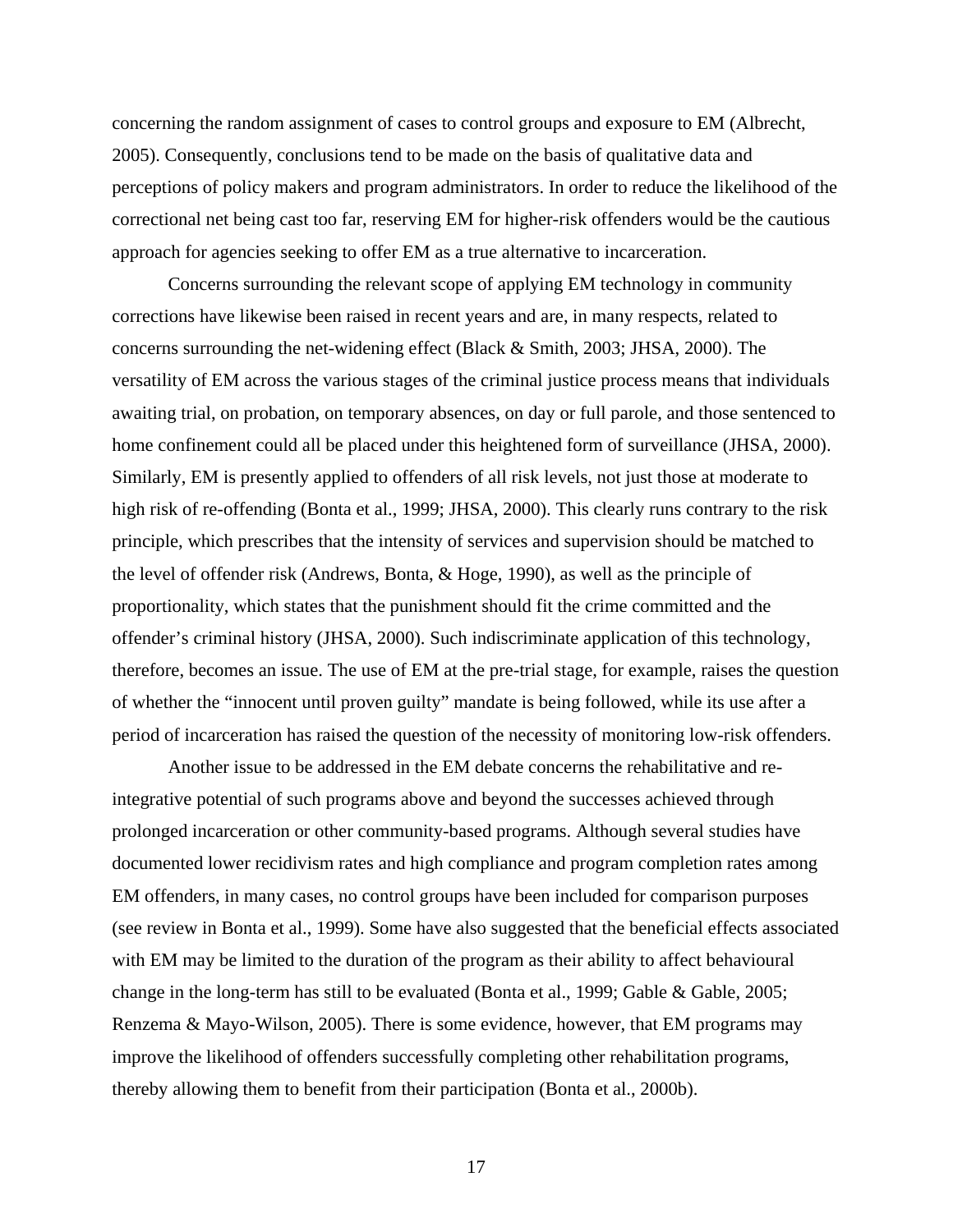concerning the random assignment of cases to control groups and exposure to EM (Albrecht, 2005). Consequently, conclusions tend to be made on the basis of qualitative data and perceptions of policy makers and program administrators. In order to reduce the likelihood of the correctional net being cast too far, reserving EM for higher-risk offenders would be the cautious approach for agencies seeking to offer EM as a true alternative to incarceration.

Concerns surrounding the relevant scope of applying EM technology in community corrections have likewise been raised in recent years and are, in many respects, related to concerns surrounding the net-widening effect (Black & Smith, 2003; JHSA, 2000). The versatility of EM across the various stages of the criminal justice process means that individuals awaiting trial, on probation, on temporary absences, on day or full parole, and those sentenced to home confinement could all be placed under this heightened form of surveillance (JHSA, 2000). Similarly, EM is presently applied to offenders of all risk levels, not just those at moderate to high risk of re-offending (Bonta et al., 1999; JHSA, 2000). This clearly runs contrary to the risk principle, which prescribes that the intensity of services and supervision should be matched to the level of offender risk (Andrews, Bonta, & Hoge, 1990), as well as the principle of proportionality, which states that the punishment should fit the crime committed and the offender's criminal history (JHSA, 2000). Such indiscriminate application of this technology, therefore, becomes an issue. The use of EM at the pre-trial stage, for example, raises the question of whether the "innocent until proven guilty" mandate is being followed, while its use after a period of incarceration has raised the question of the necessity of monitoring low-risk offenders.

Another issue to be addressed in the EM debate concerns the rehabilitative and re-integrative potential of such programs above and beyond the successes achieved through prolonged incarceration or other community-based programs. Although several studies have documented lower recidivism rates and high compliance and program completion rates among EM offenders, in many cases, no control groups have been included for comparison purposes (see review in Bonta et al., 1999). Some have also suggested that the beneficial effects associated with EM may be limited to the duration of the program as their ability to affect behavioural change in the long-term has still to be evaluated (Bonta et al., 1999; Gable & Gable, 2005; Renzema & Mayo-Wilson, 2005). There is some evidence, however, that EM programs may improve the likelihood of offenders successfully completing other rehabilitation programs, thereby allowing them to benefit from their participation (Bonta et al., 2000b).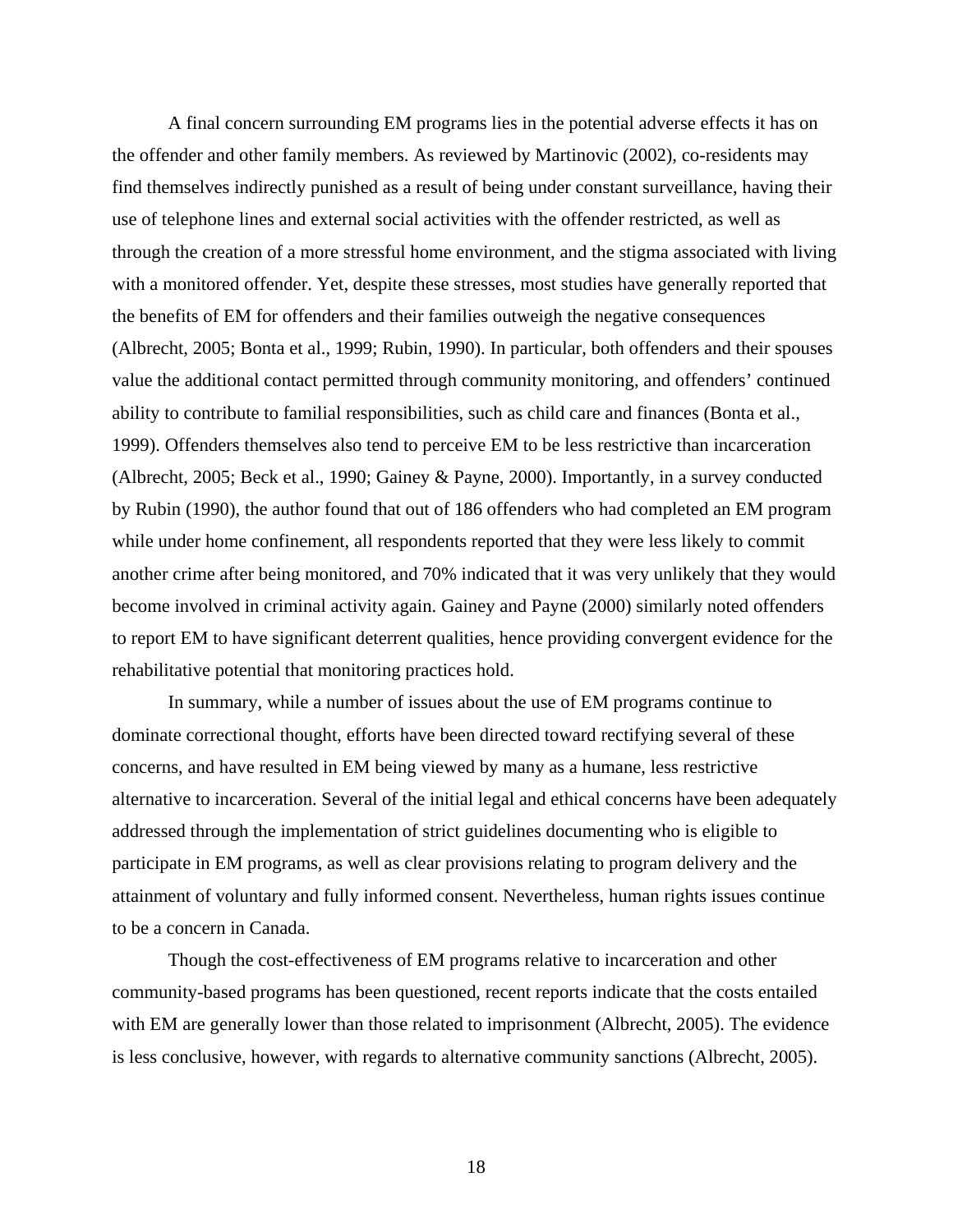A final concern surrounding EM programs lies in the potential adverse effects it has on the offender and other family members. As reviewed by Martinovic (2002), co-residents may find themselves indirectly punished as a result of being under constant surveillance, having their use of telephone lines and external social activities with the offender restricted, as well as through the creation of a more stressful home environment, and the stigma associated with living with a monitored offender. Yet, despite these stresses, most studies have generally reported that the benefits of EM for offenders and their families outweigh the negative consequences (Albrecht, 2005; Bonta et al., 1999; Rubin, 1990). In particular, both offenders and their spouses value the additional contact permitted through community monitoring, and offenders' continued ability to contribute to familial responsibilities, such as child care and finances (Bonta et al., 1999). Offenders themselves also tend to perceive EM to be less restrictive than incarceration (Albrecht, 2005; Beck et al., 1990; Gainey & Payne, 2000). Importantly, in a survey conducted by Rubin (1990), the author found that out of 186 offenders who had completed an EM program while under home confinement, all respondents reported that they were less likely to commit another crime after being monitored, and 70% indicated that it was very unlikely that they would become involved in criminal activity again. Gainey and Payne (2000) similarly noted offenders to report EM to have significant deterrent qualities, hence providing convergent evidence for the rehabilitative potential that monitoring practices hold.

In summary, while a number of issues about the use of EM programs continue to dominate correctional thought, efforts have been directed toward rectifying several of these concerns, and have resulted in EM being viewed by many as a humane, less restrictive alternative to incarceration. Several of the initial legal and ethical concerns have been adequately addressed through the implementation of strict guidelines documenting who is eligible to participate in EM programs, as well as clear provisions relating to program delivery and the attainment of voluntary and fully informed consent. Nevertheless, human rights issues continue to be a concern in Canada.

Though the cost-effectiveness of EM programs relative to incarceration and other community-based programs has been questioned, recent reports indicate that the costs entailed with EM are generally lower than those related to imprisonment (Albrecht, 2005). The evidence is less conclusive, however, with regards to alternative community sanctions (Albrecht, 2005).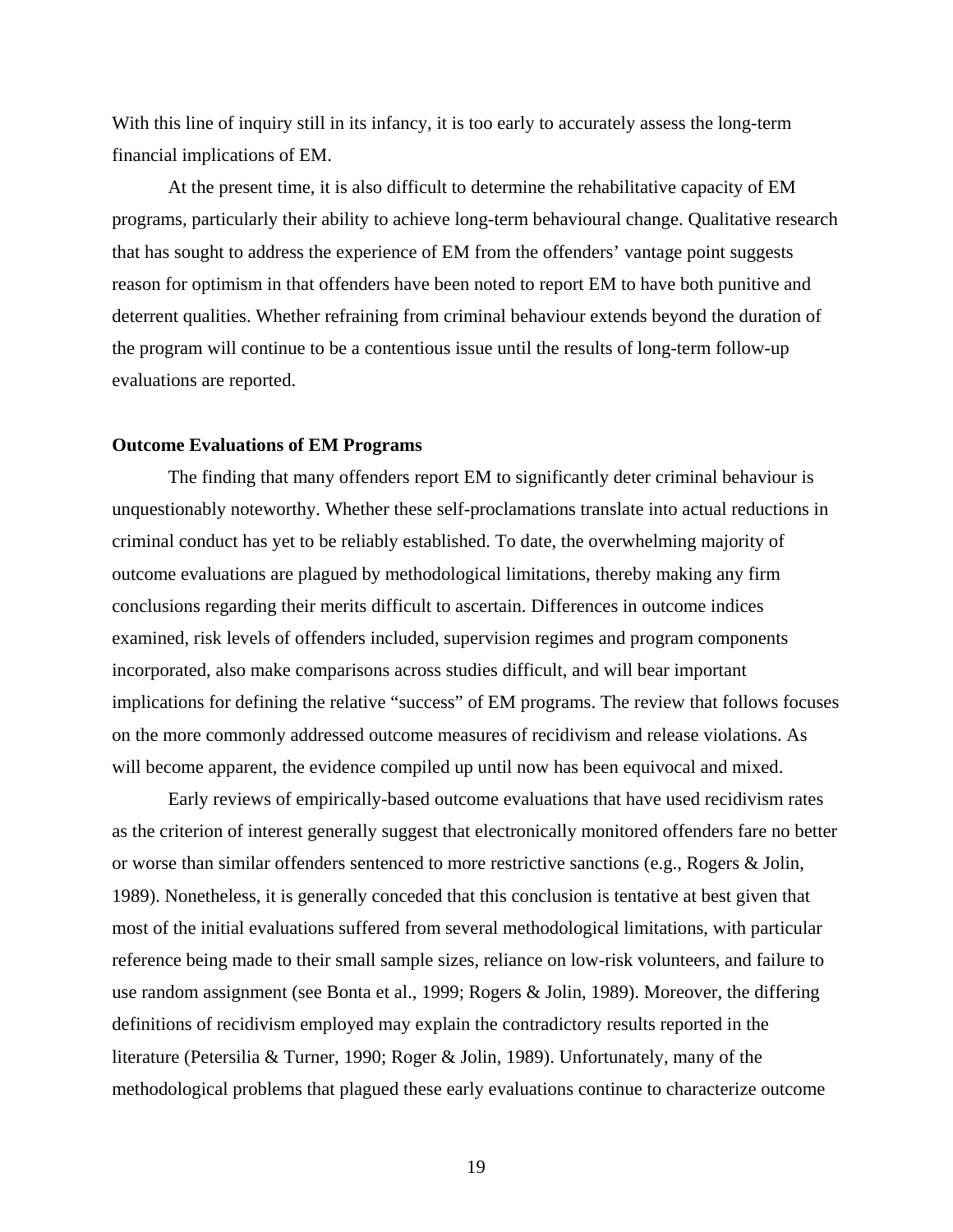With this line of inquiry still in its infancy, it is too early to accurately assess the long-term financial implications of EM.

At the present time, it is also difficult to determine the rehabilitative capacity of EM programs, particularly their ability to achieve long-term behavioural change. Qualitative research that has sought to address the experience of EM from the offenders' vantage point suggests reason for optimism in that offenders have been noted to report EM to have both punitive and deterrent qualities. Whether refraining from criminal behaviour extends beyond the duration of the program will continue to be a contentious issue until the results of long-term follow-up evaluations are reported.

**Outcome Evaluations of EM Programs**

The finding that many offenders report EM to significantly deter criminal behaviour is unquestionably noteworthy. Whether these self-proclamations translate into actual reductions in criminal conduct has yet to be reliably established. To date, the overwhelming majority of outcome evaluations are plagued by methodological limitations, thereby making any firm conclusions regarding their merits difficult to ascertain. Differences in outcome indices examined, risk levels of offenders included, supervision regimes and program components incorporated, also make comparisons across studies difficult, and will bear important implications for defining the relative "success" of EM programs. The review that follows focuses on the more commonly addressed outcome measures of recidivism and release violations. As will become apparent, the evidence compiled up until now has been equivocal and mixed.

Early reviews of empirically-based outcome evaluations that have used recidivism rates as the criterion of interest generally suggest that electronically monitored offenders fare no better or worse than similar offenders sentenced to more restrictive sanctions (e.g., Rogers & Jolin, 1989). Nonetheless, it is generally conceded that this conclusion is tentative at best given that most of the initial evaluations suffered from several methodological limitations, with particular reference being made to their small sample sizes, reliance on low-risk volunteers, and failure to use random assignment (see Bonta et al., 1999; Rogers & Jolin, 1989). Moreover, the differing definitions of recidivism employed may explain the contradictory results reported in the literature (Petersilia & Turner, 1990; Roger & Jolin, 1989). Unfortunately, many of the methodological problems that plagued these early evaluations continue to characterize outcome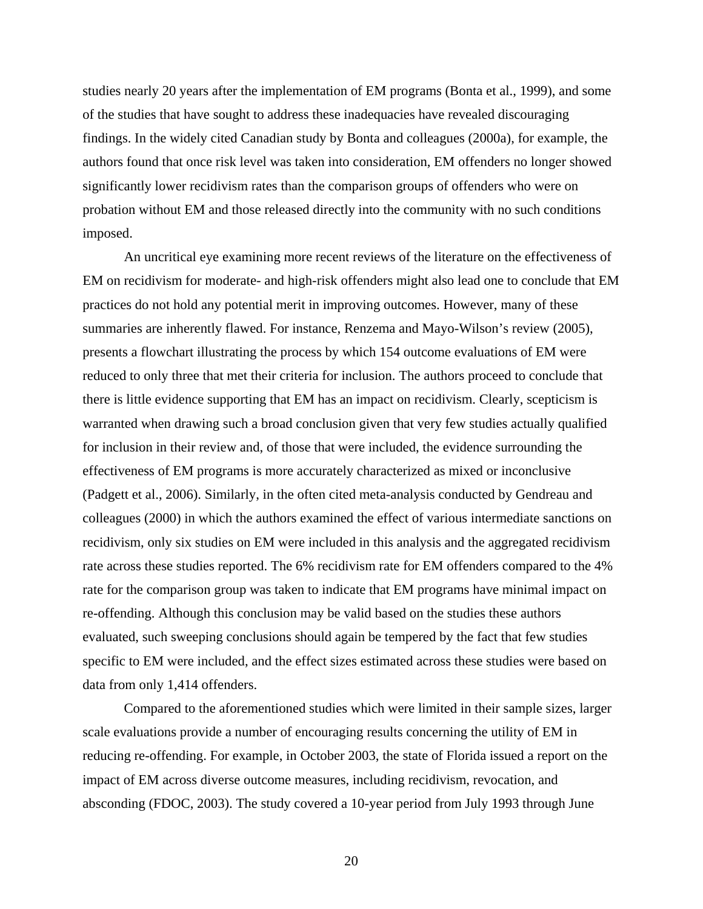studies nearly 20 years after the implementation of EM programs (Bonta et al., 1999), and some of the studies that have sought to address these inadequacies have revealed discouraging findings. In the widely cited Canadian study by Bonta and colleagues (2000a), for example, the authors found that once risk level was taken into consideration, EM offenders no longer showed significantly lower recidivism rates than the comparison groups of offenders who were on probation without EM and those released directly into the community with no such conditions imposed.

An uncritical eye examining more recent reviews of the literature on the effectiveness of EM on recidivism for moderate- and high-risk offenders might also lead one to conclude that EM practices do not hold any potential merit in improving outcomes. However, many of these summaries are inherently flawed. For instance, Renzema and Mayo-Wilson's review (2005), presents a flowchart illustrating the process by which 154 outcome evaluations of EM were reduced to only three that met their criteria for inclusion. The authors proceed to conclude that there is little evidence supporting that EM has an impact on recidivism. Clearly, scepticism is warranted when drawing such a broad conclusion given that very few studies actually qualified for inclusion in their review and, of those that were included, the evidence surrounding the effectiveness of EM programs is more accurately characterized as mixed or inconclusive (Padgett et al., 2006). Similarly, in the often cited meta-analysis conducted by Gendreau and colleagues (2000) in which the authors examined the effect of various intermediate sanctions on recidivism, only six studies on EM were included in this analysis and the aggregated recidivism rate across these studies reported. The 6% recidivism rate for EM offenders compared to the 4% rate for the comparison group was taken to indicate that EM programs have minimal impact on re-offending. Although this conclusion may be valid based on the studies these authors evaluated, such sweeping conclusions should again be tempered by the fact that few studies specific to EM were included, and the effect sizes estimated across these studies were based on data from only 1,414 offenders.

Compared to the aforementioned studies which were limited in their sample sizes, larger scale evaluations provide a number of encouraging results concerning the utility of EM in reducing re-offending. For example, in October 2003, the state of Florida issued a report on the impact of EM across diverse outcome measures, including recidivism, revocation, and absconding (FDOC, 2003). The study covered a 10-year period from July 1993 through June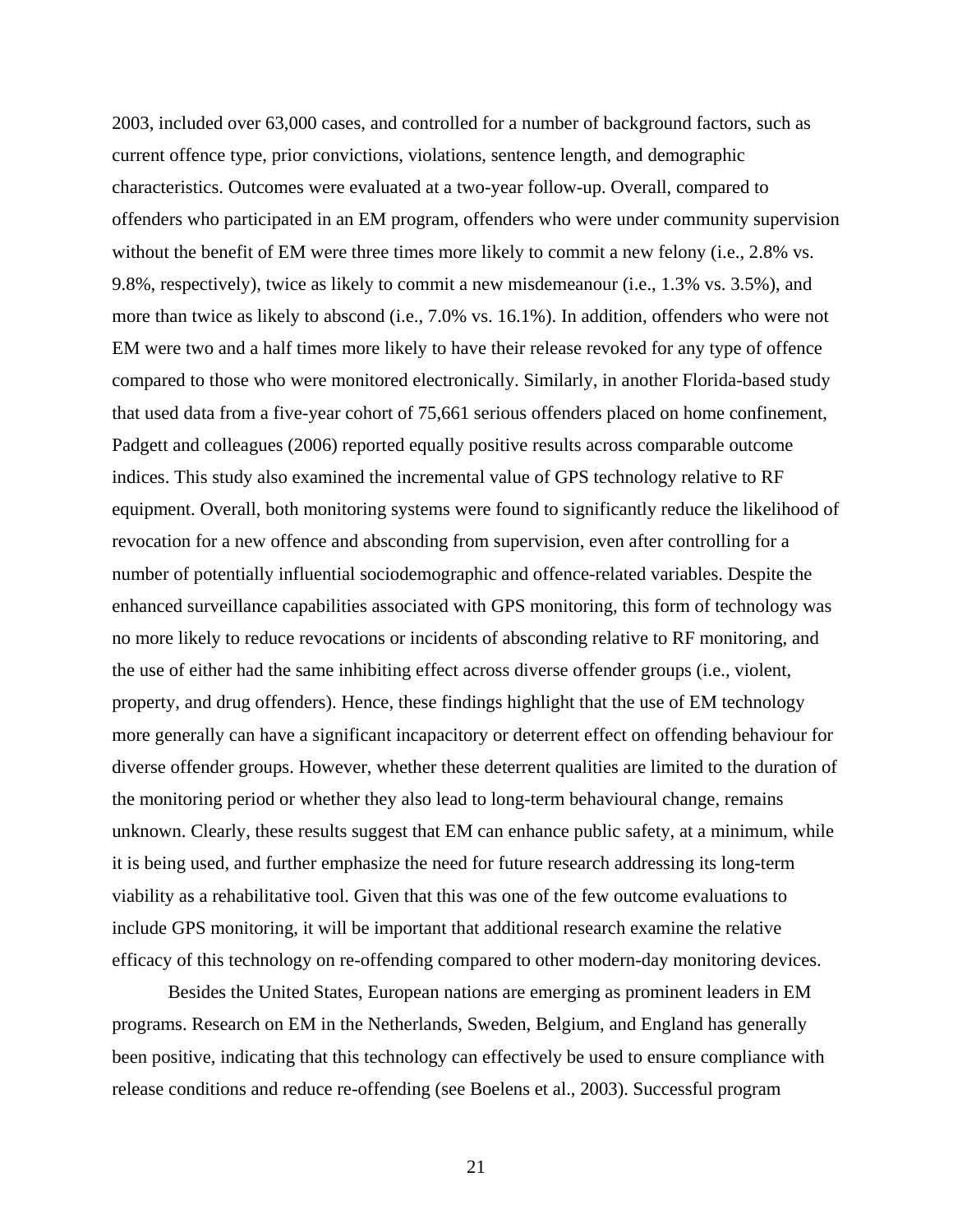2003, included over 63,000 cases, and controlled for a number of background factors, such as current offence type, prior convictions, violations, sentence length, and demographic characteristics. Outcomes were evaluated at a two-year follow-up. Overall, compared to offenders who participated in an EM program, offenders who were under community supervision without the benefit of EM were three times more likely to commit a new felony (i.e., 2.8% vs. 9.8%, respectively), twice as likely to commit a new misdemeanour (i.e., 1.3% vs. 3.5%), and more than twice as likely to abscond (i.e., 7.0% vs. 16.1%). In addition, offenders who were not EM were two and a half times more likely to have their release revoked for any type of offence compared to those who were monitored electronically. Similarly, in another Florida-based study that used data from a five-year cohort of 75,661 serious offenders placed on home confinement, Padgett and colleagues (2006) reported equally positive results across comparable outcome indices. This study also examined the incremental value of GPS technology relative to RF equipment. Overall, both monitoring systems were found to significantly reduce the likelihood of revocation for a new offence and absconding from supervision, even after controlling for a number of potentially influential sociodemographic and offence-related variables. Despite the enhanced surveillance capabilities associated with GPS monitoring, this form of technology was no more likely to reduce revocations or incidents of absconding relative to RF monitoring, and the use of either had the same inhibiting effect across diverse offender groups (i.e., violent, property, and drug offenders). Hence, these findings highlight that the use of EM technology more generally can have a significant incapacitory or deterrent effect on offending behaviour for diverse offender groups. However, whether these deterrent qualities are limited to the duration of the monitoring period or whether they also lead to long-term behavioural change, remains unknown. Clearly, these results suggest that EM can enhance public safety, at a minimum, while it is being used, and further emphasize the need for future research addressing its long-term viability as a rehabilitative tool. Given that this was one of the few outcome evaluations to include GPS monitoring, it will be important that additional research examine the relative efficacy of this technology on re-offending compared to other modern-day monitoring devices.

Besides the United States, European nations are emerging as prominent leaders in EM programs. Research on EM in the Netherlands, Sweden, Belgium, and England has generally been positive, indicating that this technology can effectively be used to ensure compliance with release conditions and reduce re-offending (see Boelens et al., 2003). Successful program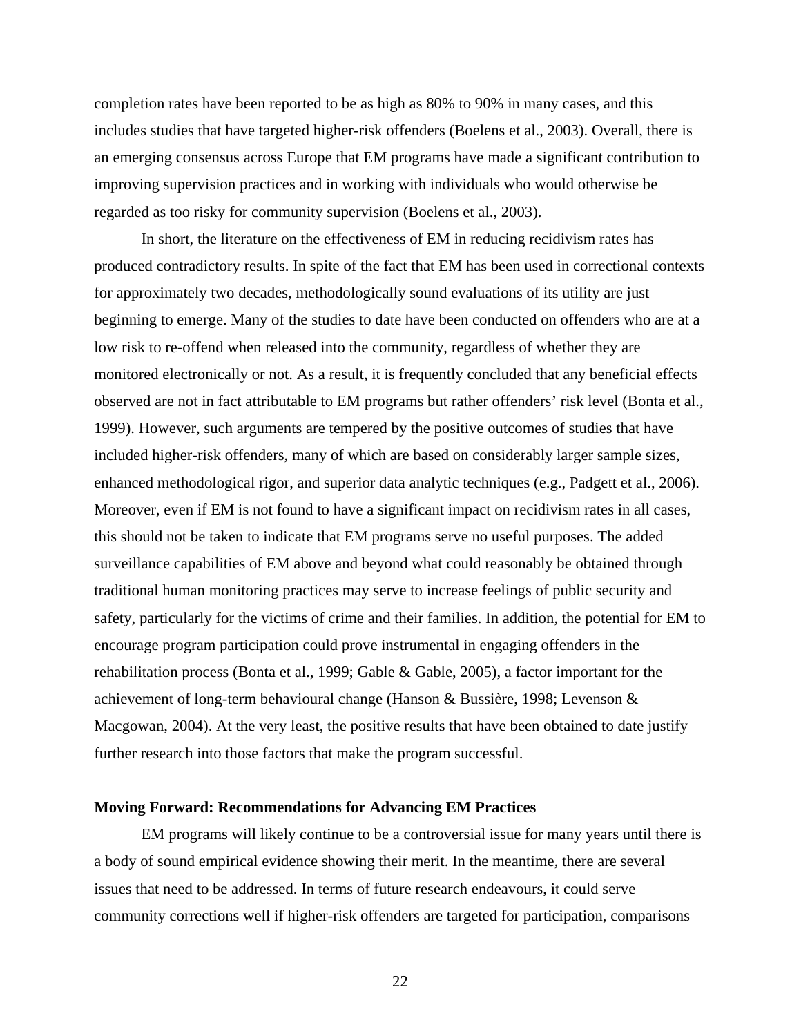completion rates have been reported to be as high as 80% to 90% in many cases, and this includes studies that have targeted higher-risk offenders (Boelens et al., 2003). Overall, there is an emerging consensus across Europe that EM programs have made a significant contribution to improving supervision practices and in working with individuals who would otherwise be regarded as too risky for community supervision (Boelens et al., 2003).

In short, the literature on the effectiveness of EM in reducing recidivism rates has produced contradictory results. In spite of the fact that EM has been used in correctional contexts for approximately two decades, methodologically sound evaluations of its utility are just beginning to emerge. Many of the studies to date have been conducted on offenders who are at a low risk to re-offend when released into the community, regardless of whether they are monitored electronically or not. As a result, it is frequently concluded that any beneficial effects observed are not in fact attributable to EM programs but rather offenders' risk level (Bonta et al., 1999). However, such arguments are tempered by the positive outcomes of studies that have included higher-risk offenders, many of which are based on considerably larger sample sizes, enhanced methodological rigor, and superior data analytic techniques (e.g., Padgett et al., 2006). Moreover, even if EM is not found to have a significant impact on recidivism rates in all cases, this should not be taken to indicate that EM programs serve no useful purposes. The added surveillance capabilities of EM above and beyond what could reasonably be obtained through traditional human monitoring practices may serve to increase feelings of public security and safety, particularly for the victims of crime and their families. In addition, the potential for EM to encourage program participation could prove instrumental in engaging offenders in the rehabilitation process (Bonta et al., 1999; Gable & Gable, 2005), a factor important for the achievement of long-term behavioural change (Hanson & Bussière, 1998; Levenson & Macgowan, 2004). At the very least, the positive results that have been obtained to date justify further research into those factors that make the program successful.

## Moving Forward: Recommendations for Advancing EM Practices

EM programs will likely continue to be a controversial issue for many years until there is a body of sound empirical evidence showing their merit. In the meantime, there are several issues that need to be addressed. In terms of future research endeavours, it could serve community corrections well if higher-risk offenders are targeted for participation, comparisons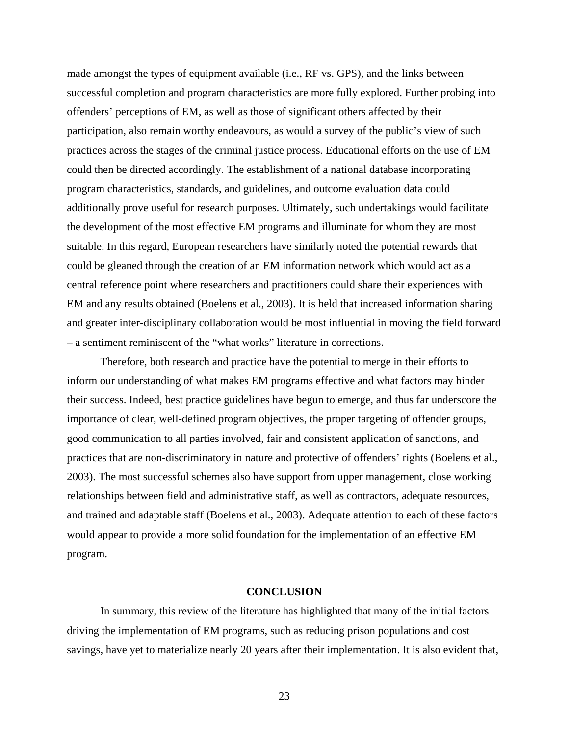made amongst the types of equipment available (i.e., RF vs. GPS), and the links between successful completion and program characteristics are more fully explored. Further probing into offenders' perceptions of EM, as well as those of significant others affected by their participation, also remain worthy endeavours, as would a survey of the public's view of such practices across the stages of the criminal justice process. Educational efforts on the use of EM could then be directed accordingly. The establishment of a national database incorporating program characteristics, standards, and guidelines, and outcome evaluation data could additionally prove useful for research purposes. Ultimately, such undertakings would facilitate the development of the most effective EM programs and illuminate for whom they are most suitable. In this regard, European researchers have similarly noted the potential rewards that could be gleaned through the creation of an EM information network which would act as a central reference point where researchers and practitioners could share their experiences with EM and any results obtained (Boelens et al., 2003). It is held that increased information sharing and greater inter-disciplinary collaboration would be most influential in moving the field forward – a sentiment reminiscent of the "what works" literature in corrections.

Therefore, both research and practice have the potential to merge in their efforts to inform our understanding of what makes EM programs effective and what factors may hinder their success. Indeed, best practice guidelines have begun to emerge, and thus far underscore the importance of clear, well-defined program objectives, the proper targeting of offender groups, good communication to all parties involved, fair and consistent application of sanctions, and practices that are non-discriminatory in nature and protective of offenders' rights (Boelens et al., 2003). The most successful schemes also have support from upper management, close working relationships between field and administrative staff, as well as contractors, adequate resources, and trained and adaptable staff (Boelens et al., 2003). Adequate attention to each of these factors would appear to provide a more solid foundation for the implementation of an effective EM program.

## CONCLUSION

In summary, this review of the literature has highlighted that many of the initial factors driving the implementation of EM programs, such as reducing prison populations and cost savings, have yet to materialize nearly 20 years after their implementation. It is also evident that,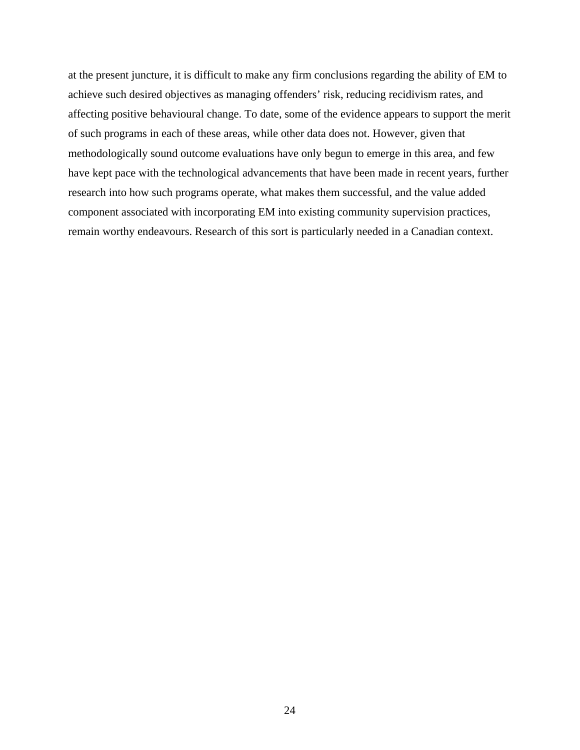at the present juncture, it is difficult to make any firm conclusions regarding the ability of EM to achieve such desired objectives as managing offenders' risk, reducing recidivism rates, and affecting positive behavioural change. To date, some of the evidence appears to support the merit of such programs in each of these areas, while other data does not. However, given that methodologically sound outcome evaluations have only begun to emerge in this area, and few have kept pace with the technological advancements that have been made in recent years, further research into how such programs operate, what makes them successful, and the value added component associated with incorporating EM into existing community supervision practices, remain worthy endeavours. Research of this sort is particularly needed in a Canadian context.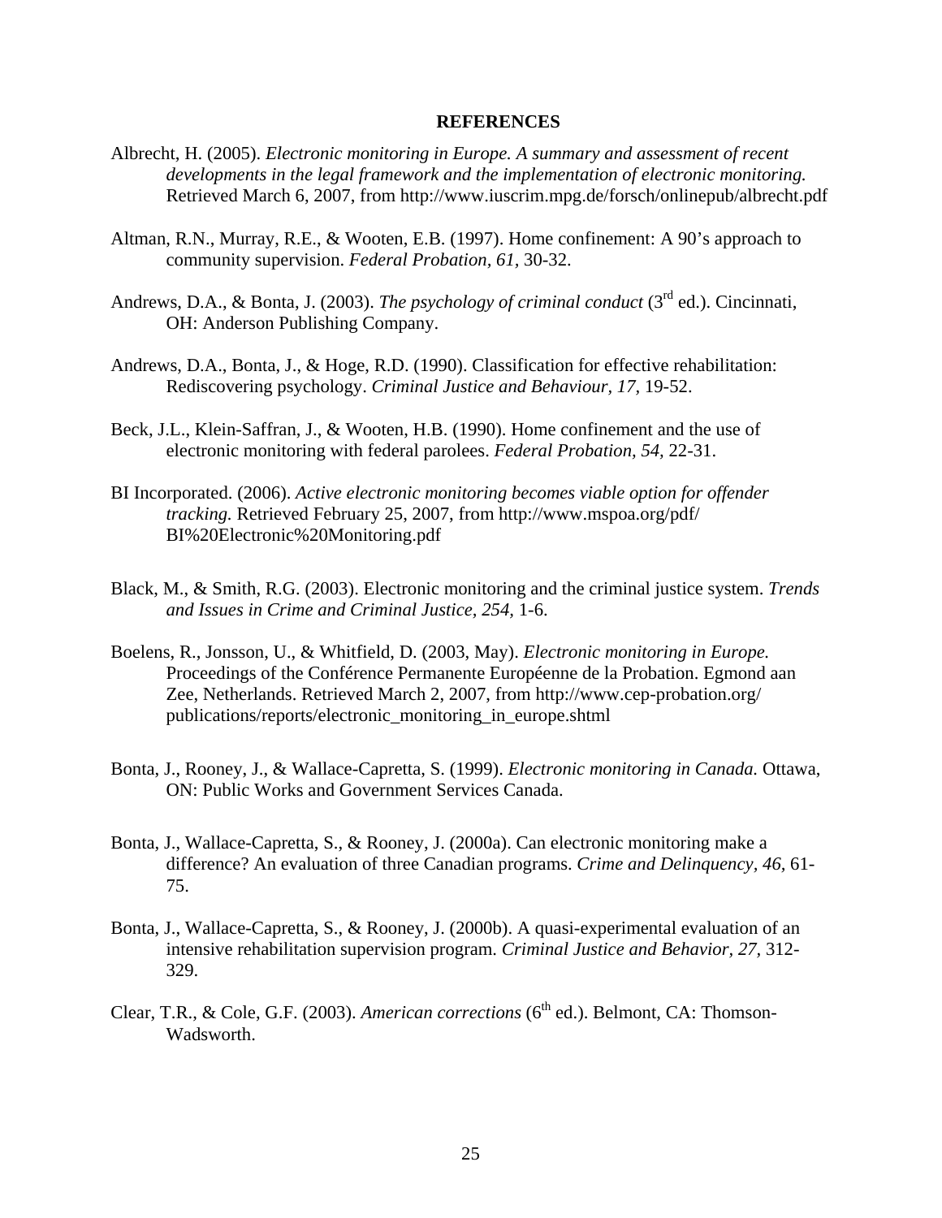# REFERENCES

Albrecht, H. (2005). *Electronic monitoring in Europe. A summary and assessment of recent developments in the legal framework and the implementation of electronic monitoring.* Retrieved March 6, 2007, from http://www.iuscrim.mpg.de/forsch/onlinepub/albrecht.pdf

Altman, R.N., Murray, R.E., & Wooten, E.B. (1997). Home confinement: A 90's approach to community supervision. *Federal Probation, 61,* 30-32.

Andrews, D.A., & Bonta, J. (2003). *The psychology of criminal conduct* (3rd ed.). Cincinnati, OH: Anderson Publishing Company.

Andrews, D.A., Bonta, J., & Hoge, R.D. (1990). Classification for effective rehabilitation: Rediscovering psychology. *Criminal Justice and Behaviour, 17,* 19-52.

Beck, J.L., Klein-Saffran, J., & Wooten, H.B. (1990). Home confinement and the use of electronic monitoring with federal parolees. *Federal Probation, 54,* 22-31.

BI Incorporated. (2006). *Active electronic monitoring becomes viable option for offender tracking.* Retrieved February 25, 2007, from http://www.mspoa.org/pdf/BI%20Electronic%20Monitoring.pdf

Black, M., & Smith, R.G. (2003). Electronic monitoring and the criminal justice system. *Trends and Issues in Crime and Criminal Justice, 254,* 1-6.

Boelens, R., Jonsson, U., & Whitfield, D. (2003, May). *Electronic monitoring in Europe.* Proceedings of the Conférence Permanente Européenne de la Probation. Egmond aan Zee, Netherlands. Retrieved March 2, 2007, from http://www.cep-probation.org/publications/reports/electronic_monitoring_in_europe.shtml

Bonta, J., Rooney, J., & Wallace-Capretta, S. (1999). *Electronic monitoring in Canada.* Ottawa, ON: Public Works and Government Services Canada.

Bonta, J., Wallace-Capretta, S., & Rooney, J. (2000a). Can electronic monitoring make a difference? An evaluation of three Canadian programs. *Crime and Delinquency, 46,* 61-75.

Bonta, J., Wallace-Capretta, S., & Rooney, J. (2000b). A quasi-experimental evaluation of an intensive rehabilitation supervision program. *Criminal Justice and Behavior, 27,* 312-329.

Clear, T.R., & Cole, G.F. (2003). *American corrections* (6th ed.). Belmont, CA: Thomson-Wadsworth.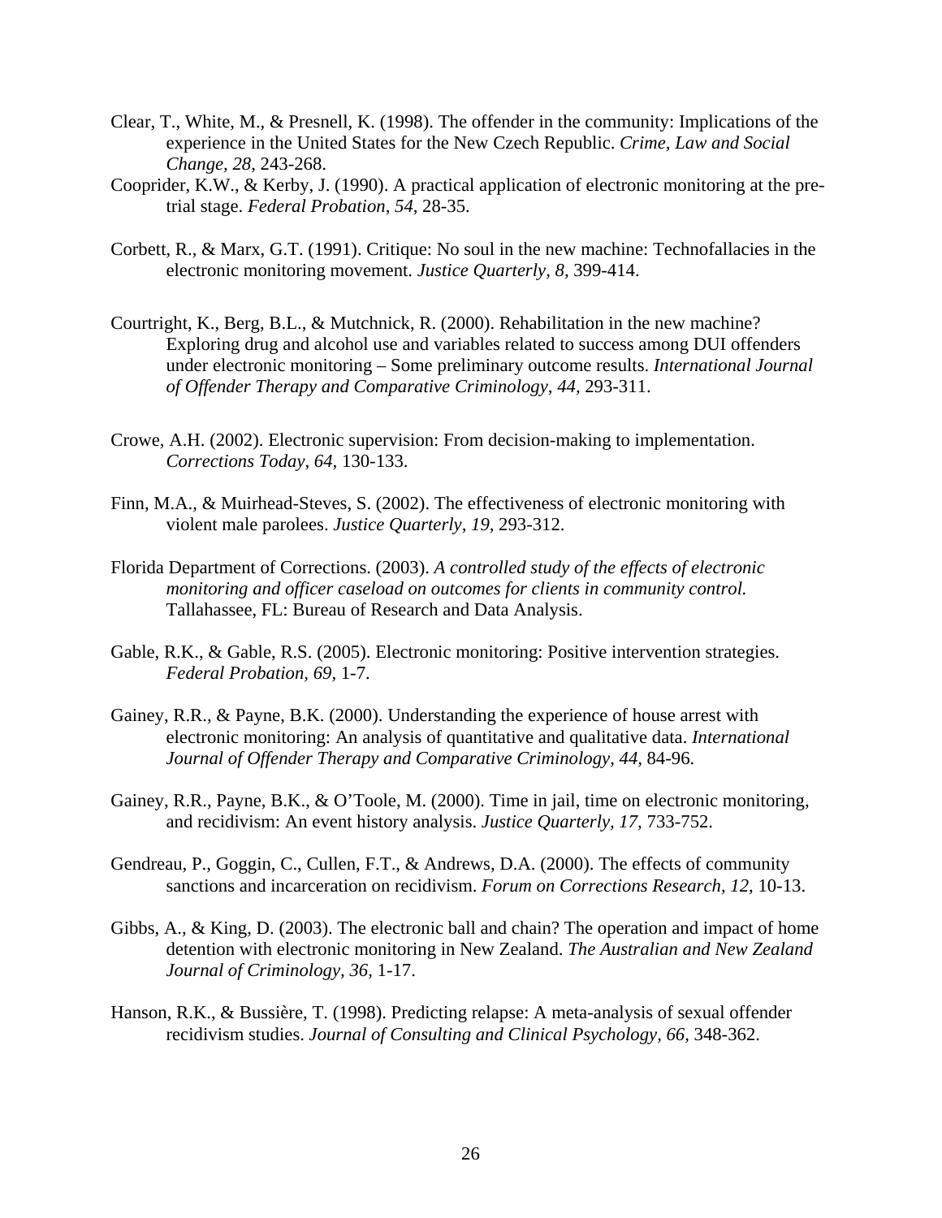Clear, T., White, M., & Presnell, K. (1998). The offender in the community: Implications of the experience in the United States for the New Czech Republic. *Crime, Law and Social Change, 28*, 243-268.

Cooprider, K.W., & Kerby, J. (1990). A practical application of electronic monitoring at the pre-trial stage. *Federal Probation, 54*, 28-35.

Corbett, R., & Marx, G.T. (1991). Critique: No soul in the new machine: Technofallacies in the electronic monitoring movement. *Justice Quarterly, 8*, 399-414.

Courtright, K., Berg, B.L., & Mutchnick, R. (2000). Rehabilitation in the new machine? Exploring drug and alcohol use and variables related to success among DUI offenders under electronic monitoring – Some preliminary outcome results. *International Journal of Offender Therapy and Comparative Criminology, 44*, 293-311.

Crowe, A.H. (2002). Electronic supervision: From decision-making to implementation. *Corrections Today, 64*, 130-133.

Finn, M.A., & Muirhead-Steves, S. (2002). The effectiveness of electronic monitoring with violent male parolees. *Justice Quarterly, 19*, 293-312.

Florida Department of Corrections. (2003). *A controlled study of the effects of electronic monitoring and officer caseload on outcomes for clients in community control.* Tallahassee, FL: Bureau of Research and Data Analysis.

Gable, R.K., & Gable, R.S. (2005). Electronic monitoring: Positive intervention strategies. *Federal Probation, 69*, 1-7.

Gainey, R.R., & Payne, B.K. (2000). Understanding the experience of house arrest with electronic monitoring: An analysis of quantitative and qualitative data. *International Journal of Offender Therapy and Comparative Criminology, 44*, 84-96.

Gainey, R.R., Payne, B.K., & O'Toole, M. (2000). Time in jail, time on electronic monitoring, and recidivism: An event history analysis. *Justice Quarterly, 17*, 733-752.

Gendreau, P., Goggin, C., Cullen, F.T., & Andrews, D.A. (2000). The effects of community sanctions and incarceration on recidivism. *Forum on Corrections Research, 12*, 10-13.

Gibbs, A., & King, D. (2003). The electronic ball and chain? The operation and impact of home detention with electronic monitoring in New Zealand. *The Australian and New Zealand Journal of Criminology, 36*, 1-17.

Hanson, R.K., & Bussière, T. (1998). Predicting relapse: A meta-analysis of sexual offender recidivism studies. *Journal of Consulting and Clinical Psychology, 66*, 348-362.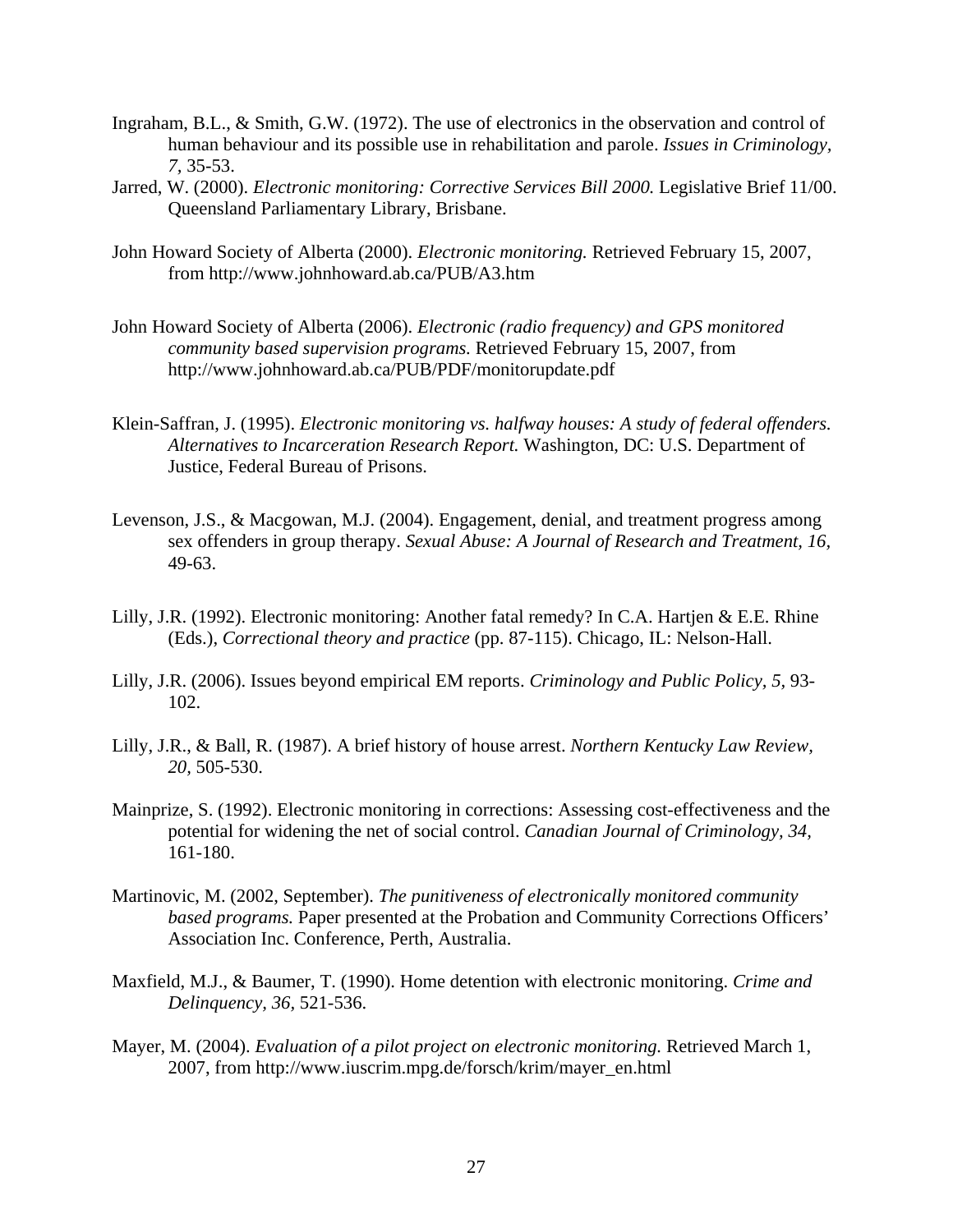Ingraham, B.L., & Smith, G.W. (1972). The use of electronics in the observation and control of human behaviour and its possible use in rehabilitation and parole. *Issues in Criminology, 7*, 35-53.

Jarred, W. (2000). *Electronic monitoring: Corrective Services Bill 2000.* Legislative Brief 11/00. Queensland Parliamentary Library, Brisbane.

John Howard Society of Alberta (2000). *Electronic monitoring.* Retrieved February 15, 2007, from http://www.johnhoward.ab.ca/PUB/A3.htm

John Howard Society of Alberta (2006). *Electronic (radio frequency) and GPS monitored community based supervision programs.* Retrieved February 15, 2007, from http://www.johnhoward.ab.ca/PUB/PDF/monitorupdate.pdf

Klein-Saffran, J. (1995). *Electronic monitoring vs. halfway houses: A study of federal offenders. Alternatives to Incarceration Research Report.* Washington, DC: U.S. Department of Justice, Federal Bureau of Prisons.

Levenson, J.S., & Macgowan, M.J. (2004). Engagement, denial, and treatment progress among sex offenders in group therapy. *Sexual Abuse: A Journal of Research and Treatment, 16*, 49-63.

Lilly, J.R. (1992). Electronic monitoring: Another fatal remedy? In C.A. Hartjen & E.E. Rhine (Eds.), *Correctional theory and practice* (pp. 87-115). Chicago, IL: Nelson-Hall.

Lilly, J.R. (2006). Issues beyond empirical EM reports. *Criminology and Public Policy, 5*, 93-102.

Lilly, J.R., & Ball, R. (1987). A brief history of house arrest. *Northern Kentucky Law Review, 20*, 505-530.

Mainprize, S. (1992). Electronic monitoring in corrections: Assessing cost-effectiveness and the potential for widening the net of social control. *Canadian Journal of Criminology, 34*, 161-180.

Martinovic, M. (2002, September). *The punitiveness of electronically monitored community based programs.* Paper presented at the Probation and Community Corrections Officers' Association Inc. Conference, Perth, Australia.

Maxfield, M.J., & Baumer, T. (1990). Home detention with electronic monitoring. *Crime and Delinquency, 36*, 521-536.

Mayer, M. (2004). *Evaluation of a pilot project on electronic monitoring.* Retrieved March 1, 2007, from http://www.iuscrim.mpg.de/forsch/krim/mayer_en.html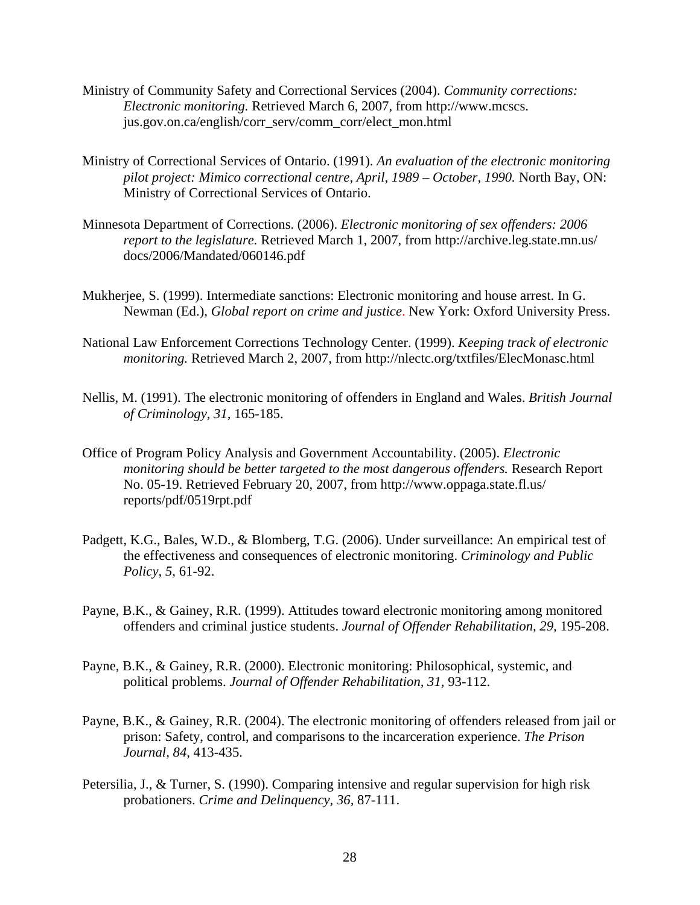Ministry of Community Safety and Correctional Services (2004). *Community corrections: Electronic monitoring.* Retrieved March 6, 2007, from http://www.mcscs.jus.gov.on.ca/english/corr_serv/comm_corr/elect_mon.html

Ministry of Correctional Services of Ontario. (1991). *An evaluation of the electronic monitoring pilot project: Mimico correctional centre, April, 1989 – October, 1990.* North Bay, ON: Ministry of Correctional Services of Ontario.

Minnesota Department of Corrections. (2006). *Electronic monitoring of sex offenders: 2006 report to the legislature.* Retrieved March 1, 2007, from http://archive.leg.state.mn.us/docs/2006/Mandated/060146.pdf

Mukherjee, S. (1999). Intermediate sanctions: Electronic monitoring and house arrest. In G. Newman (Ed.), *Global report on crime and justice*. New York: Oxford University Press.

National Law Enforcement Corrections Technology Center. (1999). *Keeping track of electronic monitoring.* Retrieved March 2, 2007, from http://nlectc.org/txtfiles/ElecMonasc.html

Nellis, M. (1991). The electronic monitoring of offenders in England and Wales. *British Journal of Criminology, 31,* 165-185.

Office of Program Policy Analysis and Government Accountability. (2005). *Electronic monitoring should be better targeted to the most dangerous offenders.* Research Report No. 05-19. Retrieved February 20, 2007, from http://www.oppaga.state.fl.us/reports/pdf/0519rpt.pdf

Padgett, K.G., Bales, W.D., & Blomberg, T.G. (2006). Under surveillance: An empirical test of the effectiveness and consequences of electronic monitoring. *Criminology and Public Policy, 5,* 61-92.

Payne, B.K., & Gainey, R.R. (1999). Attitudes toward electronic monitoring among monitored offenders and criminal justice students. *Journal of Offender Rehabilitation, 29,* 195-208.

Payne, B.K., & Gainey, R.R. (2000). Electronic monitoring: Philosophical, systemic, and political problems. *Journal of Offender Rehabilitation, 31,* 93-112.

Payne, B.K., & Gainey, R.R. (2004). The electronic monitoring of offenders released from jail or prison: Safety, control, and comparisons to the incarceration experience. *The Prison Journal, 84,* 413-435.

Petersilia, J., & Turner, S. (1990). Comparing intensive and regular supervision for high risk probationers. *Crime and Delinquency, 36,* 87-111.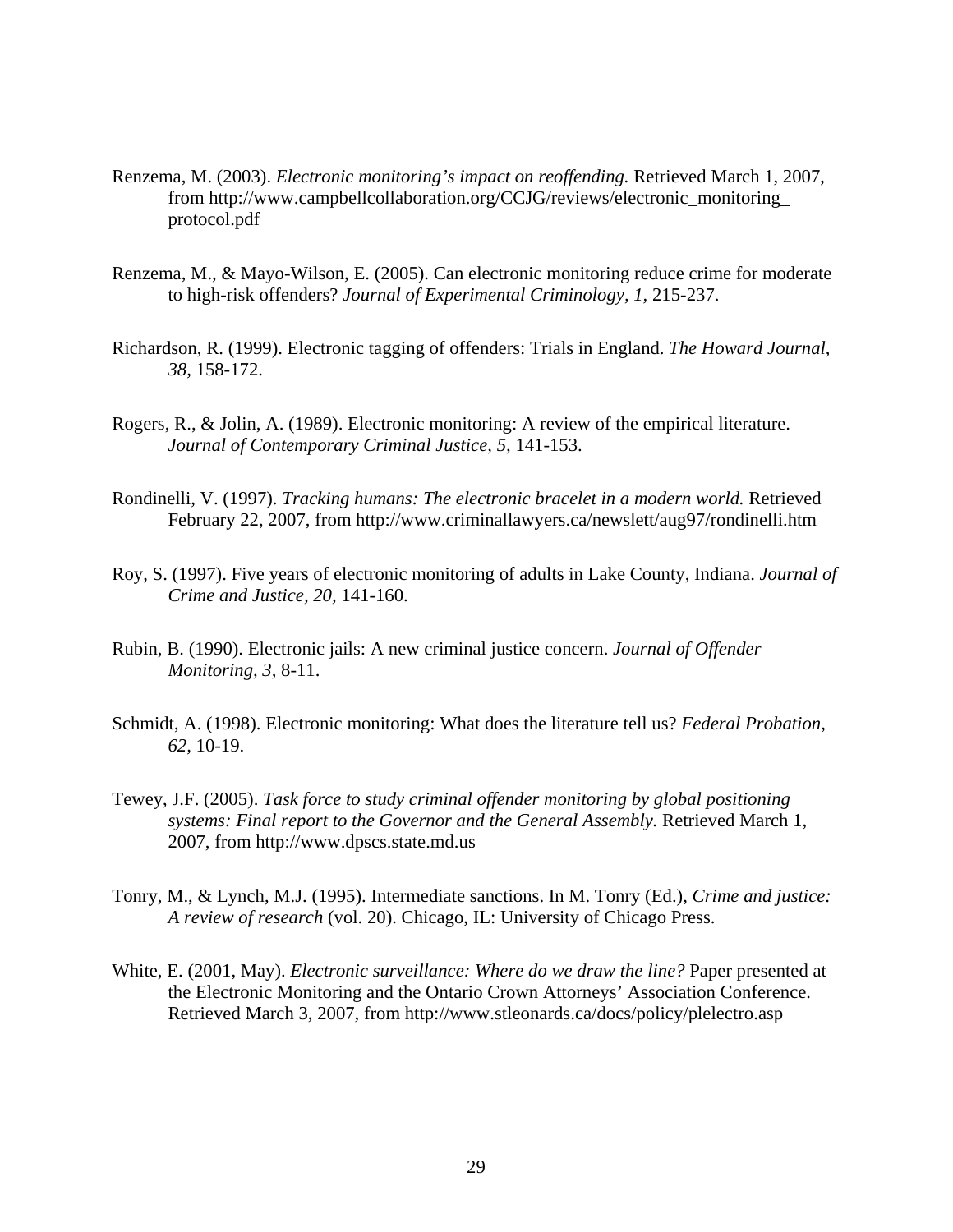Renzema, M. (2003). *Electronic monitoring's impact on reoffending.* Retrieved March 1, 2007, from http://www.campbellcollaboration.org/CCJG/reviews/electronic_monitoring_protocol.pdf

Renzema, M., & Mayo-Wilson, E. (2005). Can electronic monitoring reduce crime for moderate to high-risk offenders? *Journal of Experimental Criminology, 1,* 215-237.

Richardson, R. (1999). Electronic tagging of offenders: Trials in England. *The Howard Journal, 38,* 158-172.

Rogers, R., & Jolin, A. (1989). Electronic monitoring: A review of the empirical literature. *Journal of Contemporary Criminal Justice, 5,* 141-153.

Rondinelli, V. (1997). *Tracking humans: The electronic bracelet in a modern world.* Retrieved February 22, 2007, from http://www.criminallawyers.ca/newslett/aug97/rondinelli.htm

Roy, S. (1997). Five years of electronic monitoring of adults in Lake County, Indiana. *Journal of Crime and Justice, 20,* 141-160.

Rubin, B. (1990). Electronic jails: A new criminal justice concern. *Journal of Offender Monitoring, 3,* 8-11.

Schmidt, A. (1998). Electronic monitoring: What does the literature tell us? *Federal Probation, 62,* 10-19.

Tewey, J.F. (2005). *Task force to study criminal offender monitoring by global positioning systems: Final report to the Governor and the General Assembly.* Retrieved March 1, 2007, from http://www.dpscs.state.md.us

Tonry, M., & Lynch, M.J. (1995). Intermediate sanctions. In M. Tonry (Ed.), *Crime and justice: A review of research* (vol. 20). Chicago, IL: University of Chicago Press.

White, E. (2001, May). *Electronic surveillance: Where do we draw the line?* Paper presented at the Electronic Monitoring and the Ontario Crown Attorneys' Association Conference. Retrieved March 3, 2007, from http://www.stleonards.ca/docs/policy/plelectro.asp